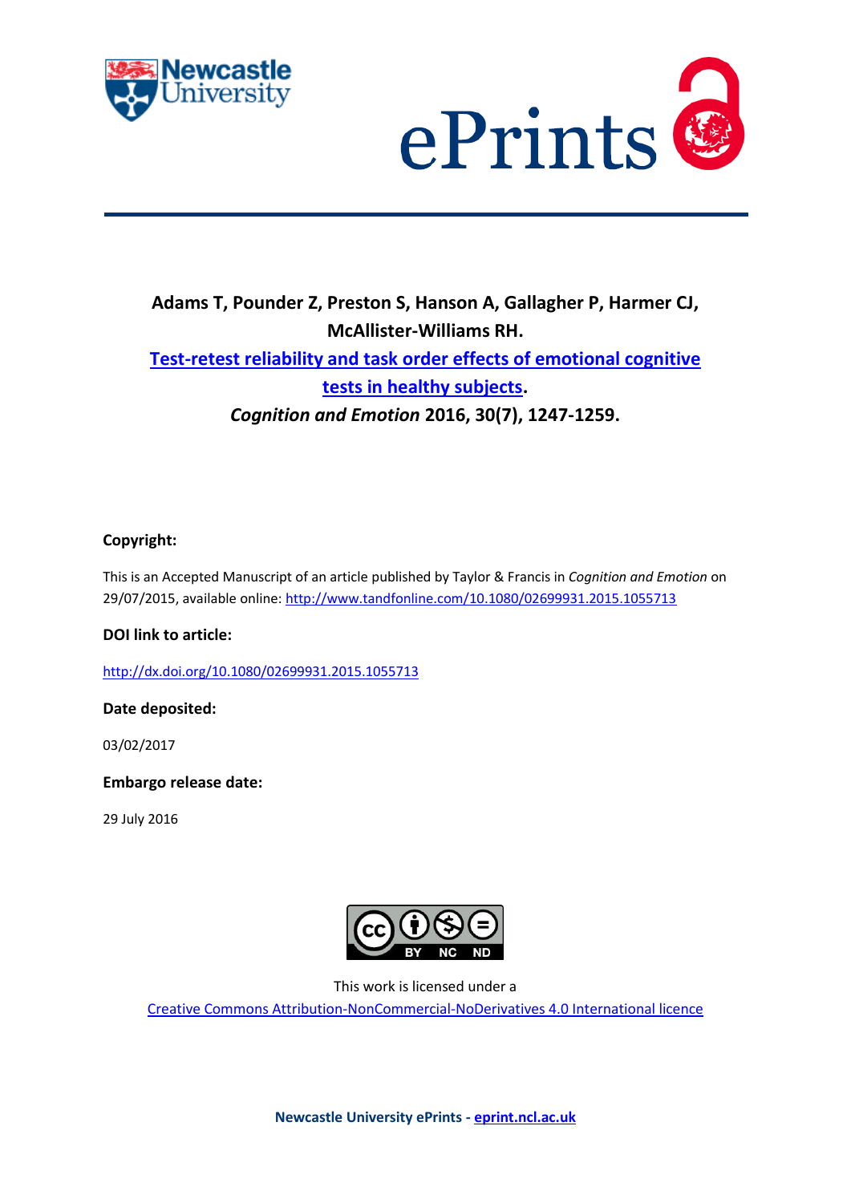**Adams T, Pounder Z, Preston S, Hanson A, Gallagher P, Harmer CJ, McAllister-Williams RH.**

**[Test-retest reliability and task order effects of emotional cognitive tests in healthy subjects](http://dx.doi.org/10.1080/02699931.2015.1055713).**

***Cognition and Emotion* 2016, 30(7), 1247-1259.**

**Copyright:**

This is an Accepted Manuscript of an article published by Taylor & Francis in *Cognition and Emotion* on 29/07/2015, available online: http://www.tandfonline.com/10.1080/02699931.2015.1055713

**DOI link to article:**

http://dx.doi.org/10.1080/02699931.2015.1055713

**Date deposited:**

03/02/2017

**Embargo release date:**

29 July 2016

This work is licensed under a

Creative Commons Attribution-NonCommercial-NoDerivatives 4.0 International licence

**Newcastle University ePrints - eprint.ncl.ac.uk**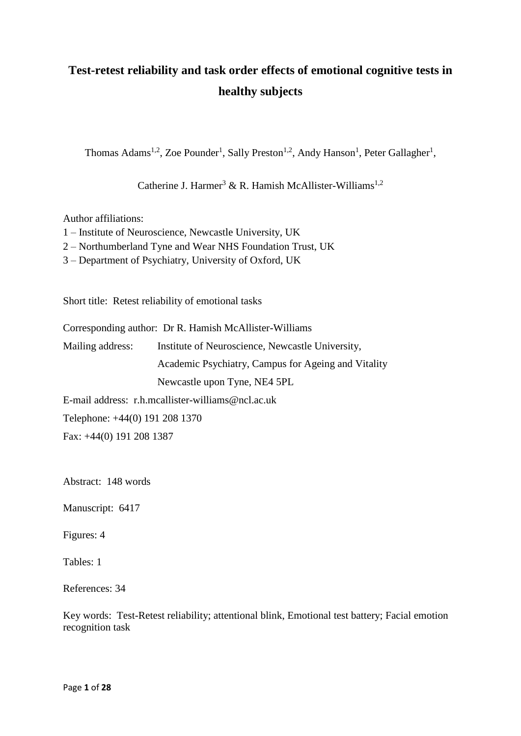# Test-retest reliability and task order effects of emotional cognitive tests in healthy subjects

Thomas Adams[1,2], Zoe Pounder[1], Sally Preston[1,2], Andy Hanson[1], Peter Gallagher[1],

Catherine J. Harmer[3] & R. Hamish McAllister-Williams[1,2]

Author affiliations:
1 – Institute of Neuroscience, Newcastle University, UK
2 – Northumberland Tyne and Wear NHS Foundation Trust, UK
3 – Department of Psychiatry, University of Oxford, UK

Short title: Retest reliability of emotional tasks

Corresponding author: Dr R. Hamish McAllister-Williams

Mailing address: Institute of Neuroscience, Newcastle University,
Academic Psychiatry, Campus for Ageing and Vitality
Newcastle upon Tyne, NE4 5PL

E-mail address: r.h.mcallister-williams@ncl.ac.uk

Telephone: +44(0) 191 208 1370

Fax: +44(0) 191 208 1387

Abstract: 148 words

Manuscript: 6417

Figures: 4

Tables: 1

References: 34

Key words: Test-Retest reliability; attentional blink, Emotional test battery; Facial emotion recognition task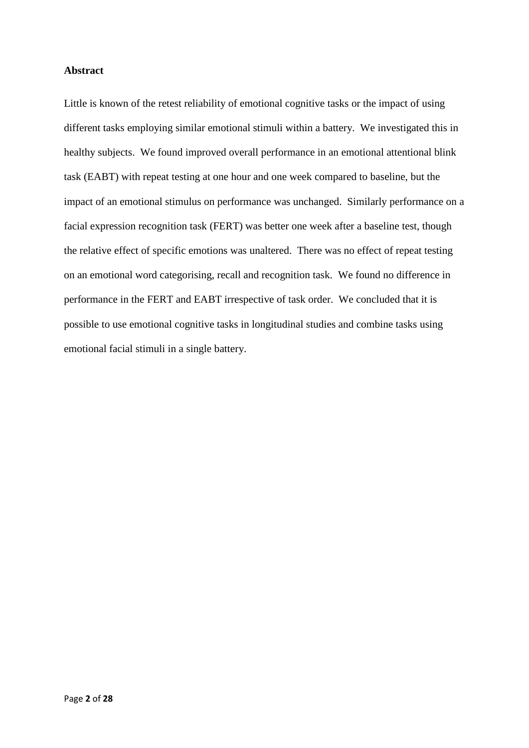## Abstract

Little is known of the retest reliability of emotional cognitive tasks or the impact of using different tasks employing similar emotional stimuli within a battery. We investigated this in healthy subjects. We found improved overall performance in an emotional attentional blink task (EABT) with repeat testing at one hour and one week compared to baseline, but the impact of an emotional stimulus on performance was unchanged. Similarly performance on a facial expression recognition task (FERT) was better one week after a baseline test, though the relative effect of specific emotions was unaltered. There was no effect of repeat testing on an emotional word categorising, recall and recognition task. We found no difference in performance in the FERT and EABT irrespective of task order. We concluded that it is possible to use emotional cognitive tasks in longitudinal studies and combine tasks using emotional facial stimuli in a single battery.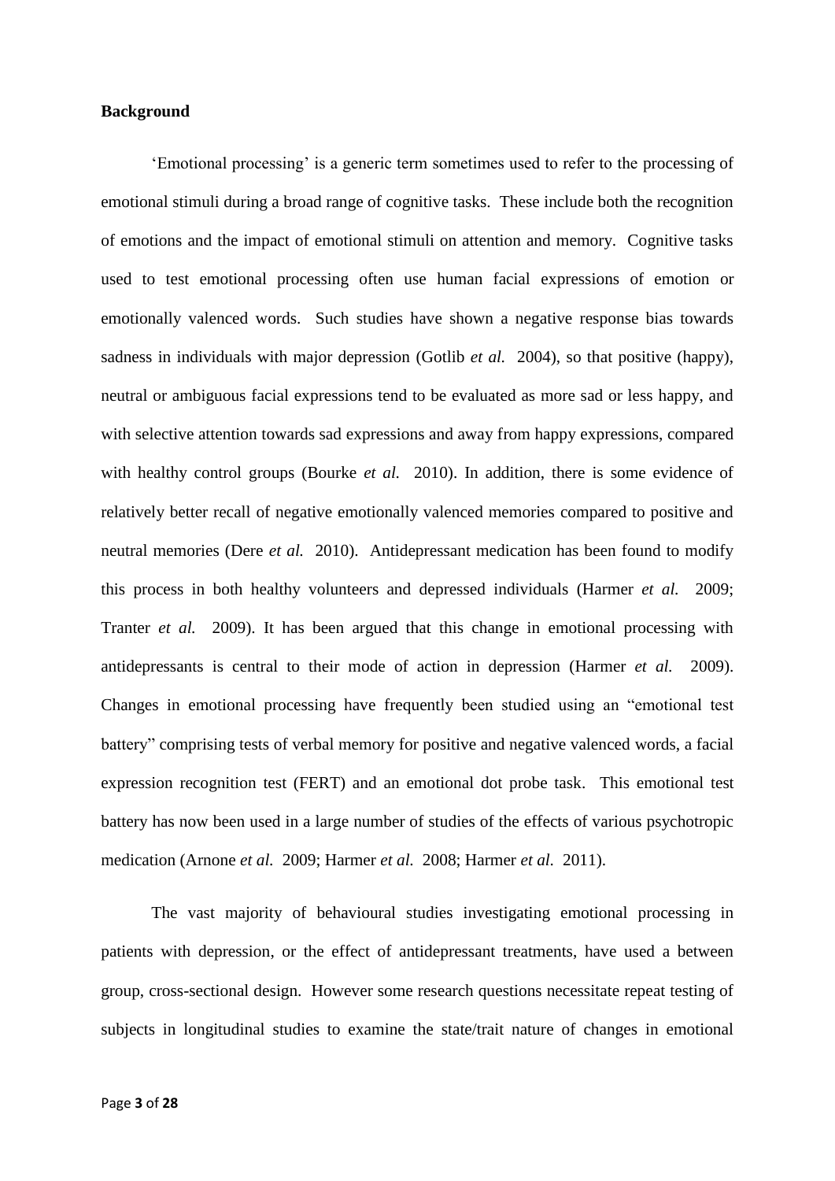**Background**

'Emotional processing' is a generic term sometimes used to refer to the processing of emotional stimuli during a broad range of cognitive tasks. These include both the recognition of emotions and the impact of emotional stimuli on attention and memory. Cognitive tasks used to test emotional processing often use human facial expressions of emotion or emotionally valenced words. Such studies have shown a negative response bias towards sadness in individuals with major depression (Gotlib *et al.* 2004), so that positive (happy), neutral or ambiguous facial expressions tend to be evaluated as more sad or less happy, and with selective attention towards sad expressions and away from happy expressions, compared with healthy control groups (Bourke *et al.* 2010). In addition, there is some evidence of relatively better recall of negative emotionally valenced memories compared to positive and neutral memories (Dere *et al.* 2010). Antidepressant medication has been found to modify this process in both healthy volunteers and depressed individuals (Harmer *et al.* 2009; Tranter *et al.* 2009). It has been argued that this change in emotional processing with antidepressants is central to their mode of action in depression (Harmer *et al.* 2009). Changes in emotional processing have frequently been studied using an "emotional test battery" comprising tests of verbal memory for positive and negative valenced words, a facial expression recognition test (FERT) and an emotional dot probe task. This emotional test battery has now been used in a large number of studies of the effects of various psychotropic medication (Arnone *et al.* 2009; Harmer *et al.* 2008; Harmer *et al.* 2011).

The vast majority of behavioural studies investigating emotional processing in patients with depression, or the effect of antidepressant treatments, have used a between group, cross-sectional design. However some research questions necessitate repeat testing of subjects in longitudinal studies to examine the state/trait nature of changes in emotional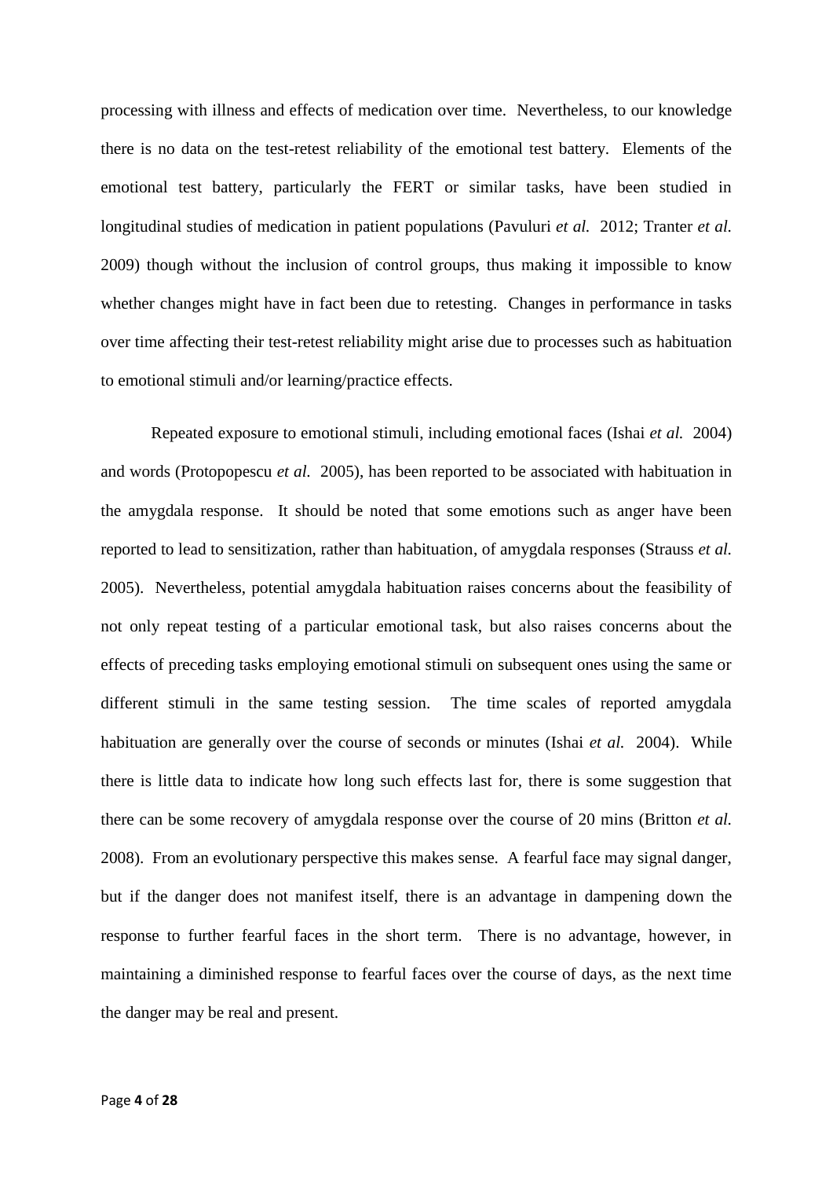processing with illness and effects of medication over time. Nevertheless, to our knowledge there is no data on the test-retest reliability of the emotional test battery. Elements of the emotional test battery, particularly the FERT or similar tasks, have been studied in longitudinal studies of medication in patient populations (Pavuluri *et al.* 2012; Tranter *et al.* 2009) though without the inclusion of control groups, thus making it impossible to know whether changes might have in fact been due to retesting. Changes in performance in tasks over time affecting their test-retest reliability might arise due to processes such as habituation to emotional stimuli and/or learning/practice effects.

Repeated exposure to emotional stimuli, including emotional faces (Ishai *et al.* 2004) and words (Protopopescu *et al.* 2005), has been reported to be associated with habituation in the amygdala response. It should be noted that some emotions such as anger have been reported to lead to sensitization, rather than habituation, of amygdala responses (Strauss *et al.* 2005). Nevertheless, potential amygdala habituation raises concerns about the feasibility of not only repeat testing of a particular emotional task, but also raises concerns about the effects of preceding tasks employing emotional stimuli on subsequent ones using the same or different stimuli in the same testing session. The time scales of reported amygdala habituation are generally over the course of seconds or minutes (Ishai *et al.* 2004). While there is little data to indicate how long such effects last for, there is some suggestion that there can be some recovery of amygdala response over the course of 20 mins (Britton *et al.* 2008). From an evolutionary perspective this makes sense. A fearful face may signal danger, but if the danger does not manifest itself, there is an advantage in dampening down the response to further fearful faces in the short term. There is no advantage, however, in maintaining a diminished response to fearful faces over the course of days, as the next time the danger may be real and present.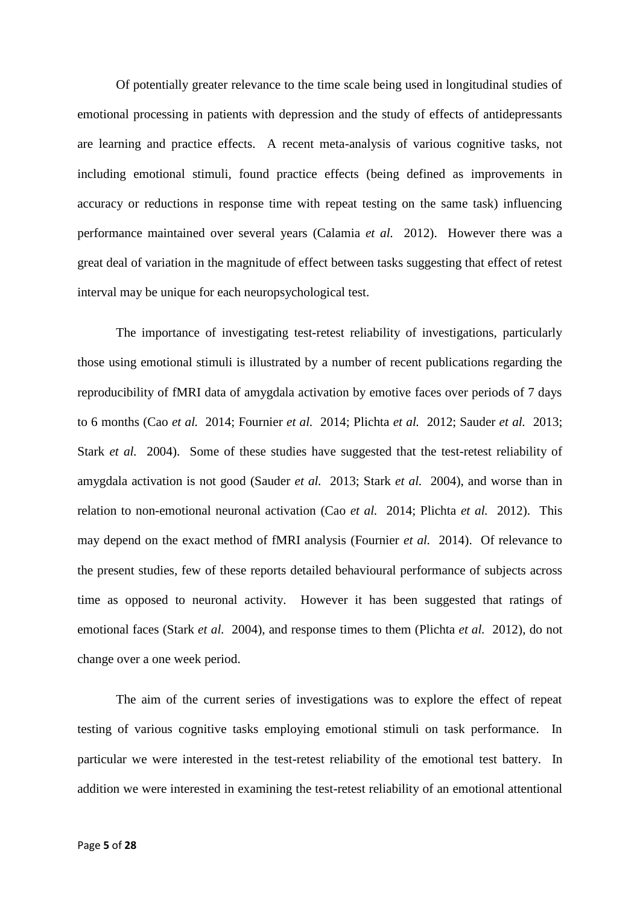Of potentially greater relevance to the time scale being used in longitudinal studies of emotional processing in patients with depression and the study of effects of antidepressants are learning and practice effects. A recent meta-analysis of various cognitive tasks, not including emotional stimuli, found practice effects (being defined as improvements in accuracy or reductions in response time with repeat testing on the same task) influencing performance maintained over several years (Calamia *et al.* 2012). However there was a great deal of variation in the magnitude of effect between tasks suggesting that effect of retest interval may be unique for each neuropsychological test.

The importance of investigating test-retest reliability of investigations, particularly those using emotional stimuli is illustrated by a number of recent publications regarding the reproducibility of fMRI data of amygdala activation by emotive faces over periods of 7 days to 6 months (Cao *et al.* 2014; Fournier *et al.* 2014; Plichta *et al.* 2012; Sauder *et al.* 2013; Stark *et al.* 2004). Some of these studies have suggested that the test-retest reliability of amygdala activation is not good (Sauder *et al.* 2013; Stark *et al.* 2004), and worse than in relation to non-emotional neuronal activation (Cao *et al.* 2014; Plichta *et al.* 2012). This may depend on the exact method of fMRI analysis (Fournier *et al.* 2014). Of relevance to the present studies, few of these reports detailed behavioural performance of subjects across time as opposed to neuronal activity. However it has been suggested that ratings of emotional faces (Stark *et al.* 2004), and response times to them (Plichta *et al.* 2012), do not change over a one week period.

The aim of the current series of investigations was to explore the effect of repeat testing of various cognitive tasks employing emotional stimuli on task performance. In particular we were interested in the test-retest reliability of the emotional test battery. In addition we were interested in examining the test-retest reliability of an emotional attentional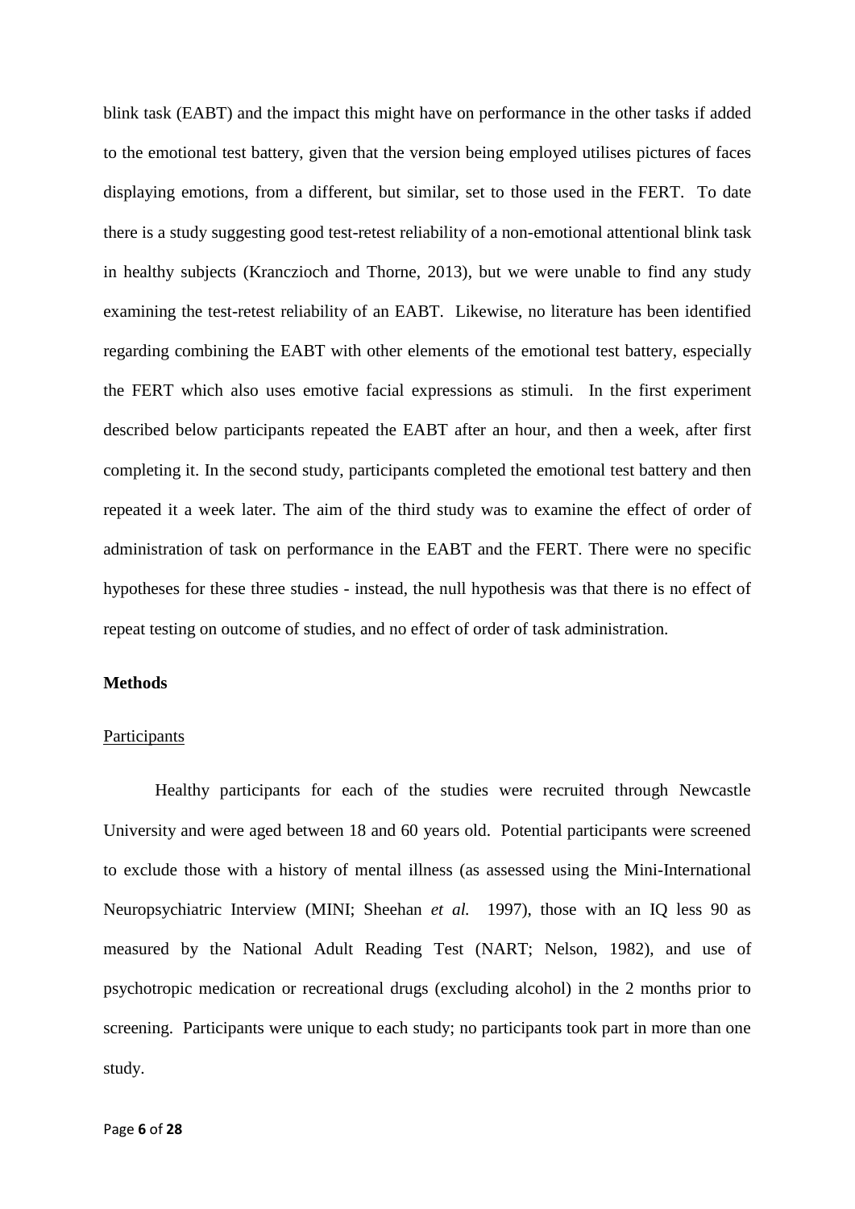blink task (EABT) and the impact this might have on performance in the other tasks if added to the emotional test battery, given that the version being employed utilises pictures of faces displaying emotions, from a different, but similar, set to those used in the FERT. To date there is a study suggesting good test-retest reliability of a non-emotional attentional blink task in healthy subjects (Kranczioch and Thorne, 2013), but we were unable to find any study examining the test-retest reliability of an EABT. Likewise, no literature has been identified regarding combining the EABT with other elements of the emotional test battery, especially the FERT which also uses emotive facial expressions as stimuli. In the first experiment described below participants repeated the EABT after an hour, and then a week, after first completing it. In the second study, participants completed the emotional test battery and then repeated it a week later. The aim of the third study was to examine the effect of order of administration of task on performance in the EABT and the FERT. There were no specific hypotheses for these three studies - instead, the null hypothesis was that there is no effect of repeat testing on outcome of studies, and no effect of order of task administration.

**Methods**

Participants

Healthy participants for each of the studies were recruited through Newcastle University and were aged between 18 and 60 years old. Potential participants were screened to exclude those with a history of mental illness (as assessed using the Mini-International Neuropsychiatric Interview (MINI; Sheehan *et al.* 1997), those with an IQ less 90 as measured by the National Adult Reading Test (NART; Nelson, 1982), and use of psychotropic medication or recreational drugs (excluding alcohol) in the 2 months prior to screening. Participants were unique to each study; no participants took part in more than one study.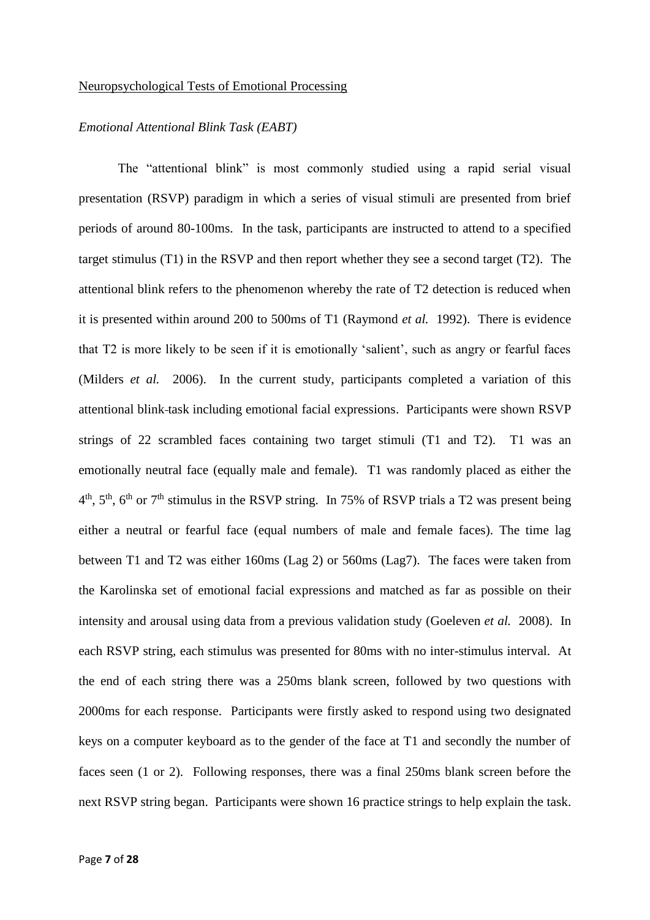Neuropsychological Tests of Emotional Processing

*Emotional Attentional Blink Task (EABT)*

The "attentional blink" is most commonly studied using a rapid serial visual presentation (RSVP) paradigm in which a series of visual stimuli are presented from brief periods of around 80-100ms. In the task, participants are instructed to attend to a specified target stimulus (T1) in the RSVP and then report whether they see a second target (T2). The attentional blink refers to the phenomenon whereby the rate of T2 detection is reduced when it is presented within around 200 to 500ms of T1 (Raymond *et al.* 1992). There is evidence that T2 is more likely to be seen if it is emotionally 'salient', such as angry or fearful faces (Milders *et al.* 2006). In the current study, participants completed a variation of this attentional blink task including emotional facial expressions. Participants were shown RSVP strings of 22 scrambled faces containing two target stimuli (T1 and T2). T1 was an emotionally neutral face (equally male and female). T1 was randomly placed as either the 4th, 5th, 6th or 7th stimulus in the RSVP string. In 75% of RSVP trials a T2 was present being either a neutral or fearful face (equal numbers of male and female faces). The time lag between T1 and T2 was either 160ms (Lag 2) or 560ms (Lag7). The faces were taken from the Karolinska set of emotional facial expressions and matched as far as possible on their intensity and arousal using data from a previous validation study (Goeleven *et al.* 2008). In each RSVP string, each stimulus was presented for 80ms with no inter-stimulus interval. At the end of each string there was a 250ms blank screen, followed by two questions with 2000ms for each response. Participants were firstly asked to respond using two designated keys on a computer keyboard as to the gender of the face at T1 and secondly the number of faces seen (1 or 2). Following responses, there was a final 250ms blank screen before the next RSVP string began. Participants were shown 16 practice strings to help explain the task.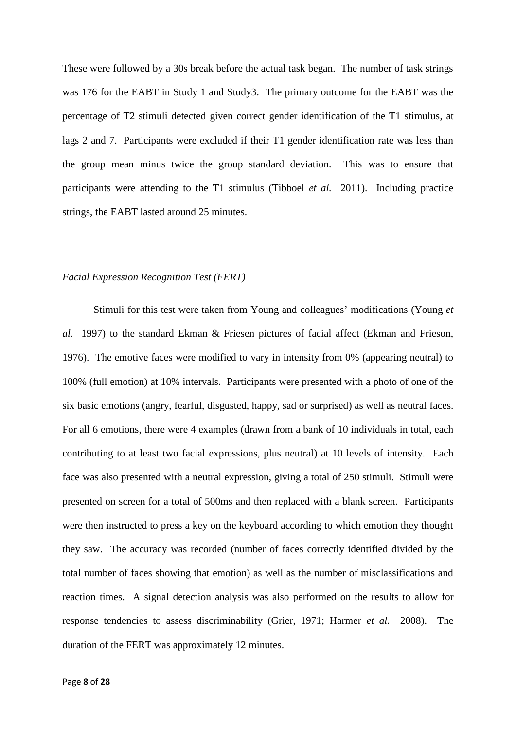These were followed by a 30s break before the actual task began. The number of task strings was 176 for the EABT in Study 1 and Study3. The primary outcome for the EABT was the percentage of T2 stimuli detected given correct gender identification of the T1 stimulus, at lags 2 and 7. Participants were excluded if their T1 gender identification rate was less than the group mean minus twice the group standard deviation. This was to ensure that participants were attending to the T1 stimulus (Tibboel *et al.* 2011). Including practice strings, the EABT lasted around 25 minutes.

*Facial Expression Recognition Test (FERT)*

Stimuli for this test were taken from Young and colleagues' modifications (Young *et al.* 1997) to the standard Ekman & Friesen pictures of facial affect (Ekman and Frieson, 1976). The emotive faces were modified to vary in intensity from 0% (appearing neutral) to 100% (full emotion) at 10% intervals. Participants were presented with a photo of one of the six basic emotions (angry, fearful, disgusted, happy, sad or surprised) as well as neutral faces. For all 6 emotions, there were 4 examples (drawn from a bank of 10 individuals in total, each contributing to at least two facial expressions, plus neutral) at 10 levels of intensity. Each face was also presented with a neutral expression, giving a total of 250 stimuli. Stimuli were presented on screen for a total of 500ms and then replaced with a blank screen. Participants were then instructed to press a key on the keyboard according to which emotion they thought they saw. The accuracy was recorded (number of faces correctly identified divided by the total number of faces showing that emotion) as well as the number of misclassifications and reaction times. A signal detection analysis was also performed on the results to allow for response tendencies to assess discriminability (Grier, 1971; Harmer *et al.* 2008). The duration of the FERT was approximately 12 minutes.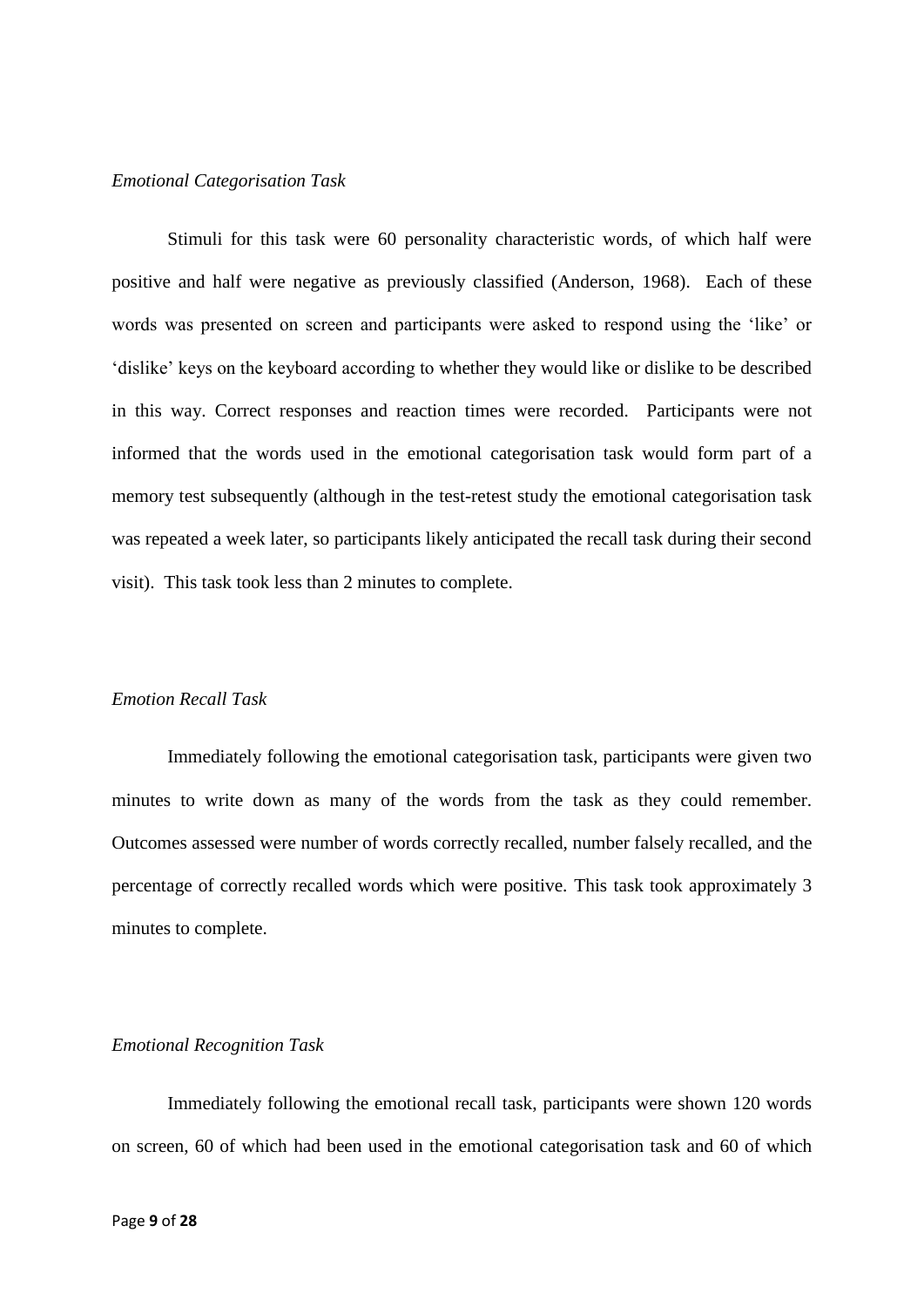*Emotional Categorisation Task*

Stimuli for this task were 60 personality characteristic words, of which half were positive and half were negative as previously classified (Anderson, 1968). Each of these words was presented on screen and participants were asked to respond using the 'like' or 'dislike' keys on the keyboard according to whether they would like or dislike to be described in this way. Correct responses and reaction times were recorded. Participants were not informed that the words used in the emotional categorisation task would form part of a memory test subsequently (although in the test-retest study the emotional categorisation task was repeated a week later, so participants likely anticipated the recall task during their second visit). This task took less than 2 minutes to complete.

*Emotion Recall Task*

Immediately following the emotional categorisation task, participants were given two minutes to write down as many of the words from the task as they could remember. Outcomes assessed were number of words correctly recalled, number falsely recalled, and the percentage of correctly recalled words which were positive. This task took approximately 3 minutes to complete.

*Emotional Recognition Task*

Immediately following the emotional recall task, participants were shown 120 words on screen, 60 of which had been used in the emotional categorisation task and 60 of which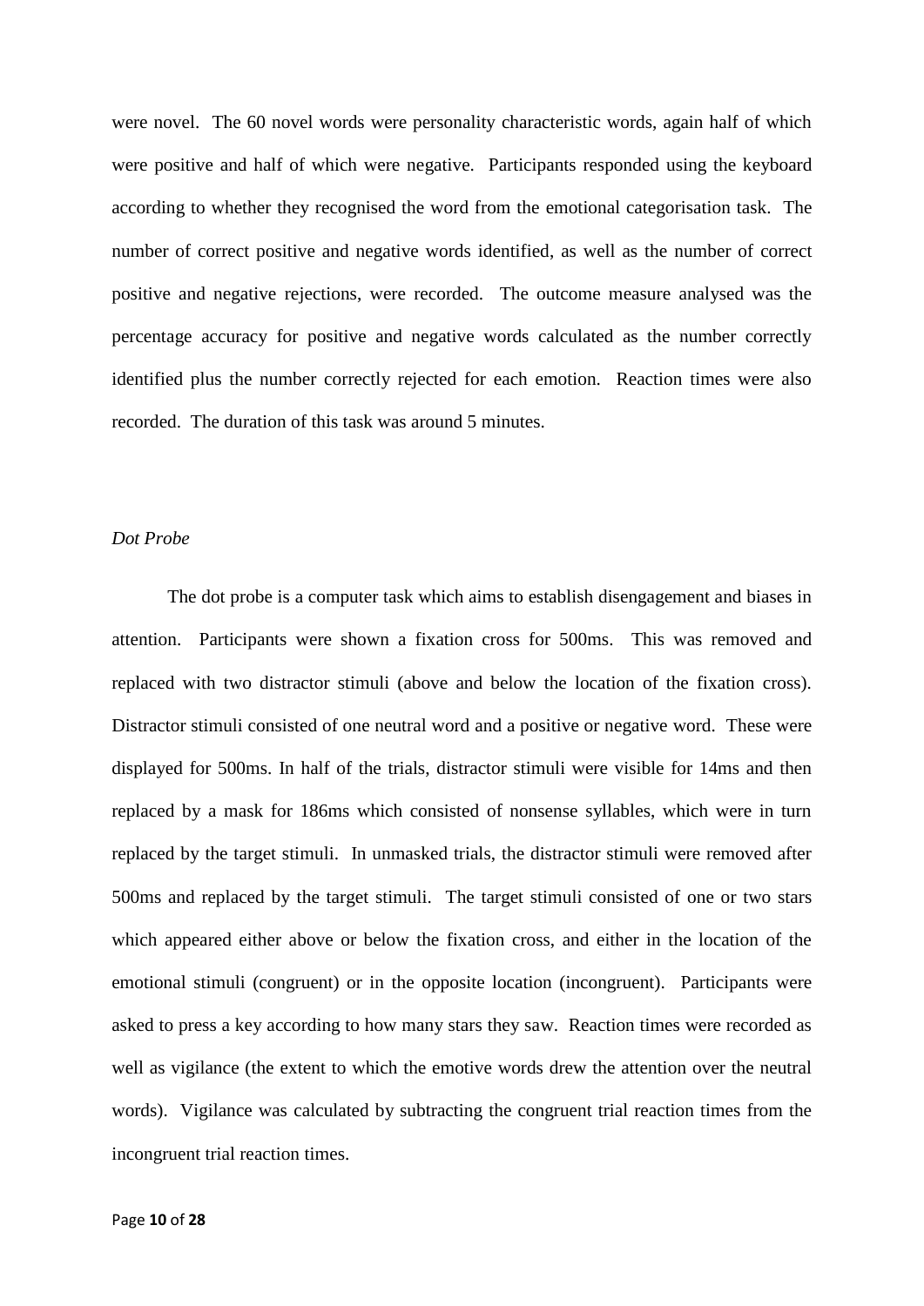were novel. The 60 novel words were personality characteristic words, again half of which were positive and half of which were negative. Participants responded using the keyboard according to whether they recognised the word from the emotional categorisation task. The number of correct positive and negative words identified, as well as the number of correct positive and negative rejections, were recorded. The outcome measure analysed was the percentage accuracy for positive and negative words calculated as the number correctly identified plus the number correctly rejected for each emotion. Reaction times were also recorded. The duration of this task was around 5 minutes.

*Dot Probe*

The dot probe is a computer task which aims to establish disengagement and biases in attention. Participants were shown a fixation cross for 500ms. This was removed and replaced with two distractor stimuli (above and below the location of the fixation cross). Distractor stimuli consisted of one neutral word and a positive or negative word. These were displayed for 500ms. In half of the trials, distractor stimuli were visible for 14ms and then replaced by a mask for 186ms which consisted of nonsense syllables, which were in turn replaced by the target stimuli. In unmasked trials, the distractor stimuli were removed after 500ms and replaced by the target stimuli. The target stimuli consisted of one or two stars which appeared either above or below the fixation cross, and either in the location of the emotional stimuli (congruent) or in the opposite location (incongruent). Participants were asked to press a key according to how many stars they saw. Reaction times were recorded as well as vigilance (the extent to which the emotive words drew the attention over the neutral words). Vigilance was calculated by subtracting the congruent trial reaction times from the incongruent trial reaction times.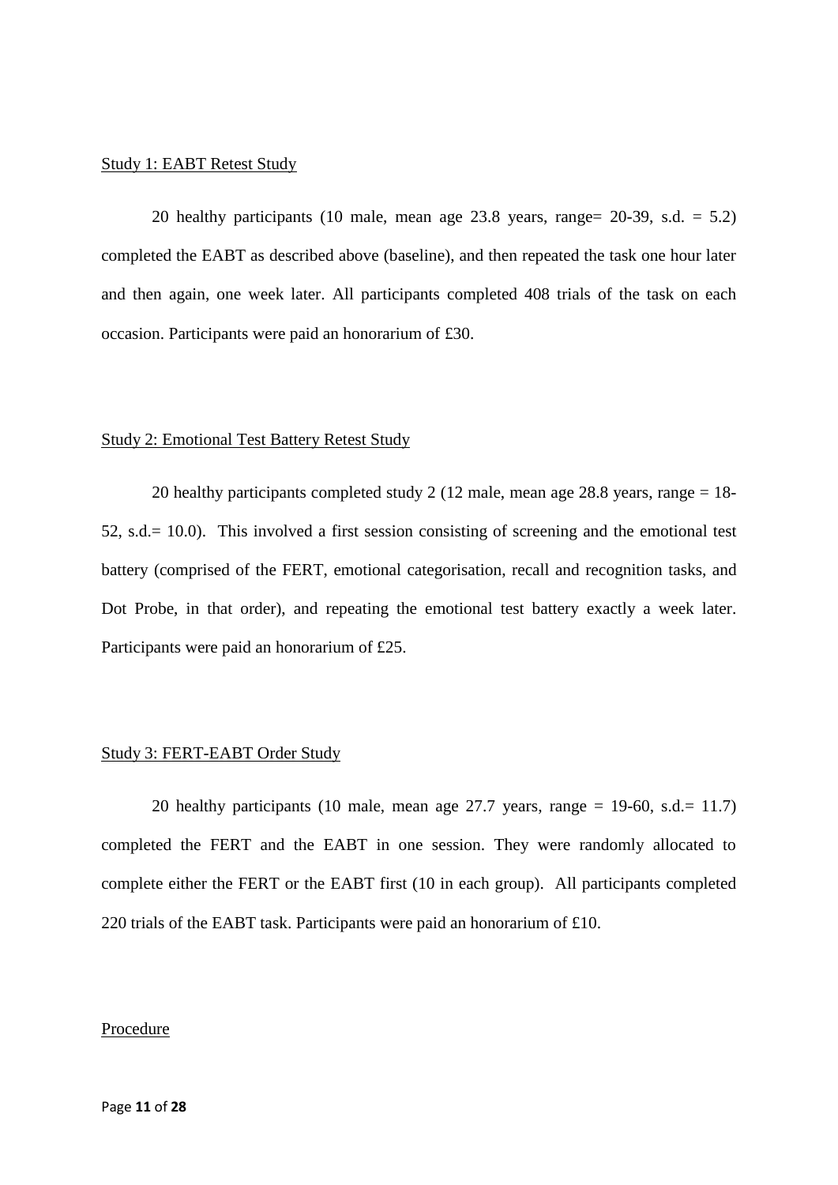Study 1: EABT Retest Study

20 healthy participants (10 male, mean age 23.8 years, range= 20-39, s.d. = 5.2) completed the EABT as described above (baseline), and then repeated the task one hour later and then again, one week later. All participants completed 408 trials of the task on each occasion. Participants were paid an honorarium of £30.

Study 2: Emotional Test Battery Retest Study

20 healthy participants completed study 2 (12 male, mean age 28.8 years, range = 18-52, s.d.= 10.0). This involved a first session consisting of screening and the emotional test battery (comprised of the FERT, emotional categorisation, recall and recognition tasks, and Dot Probe, in that order), and repeating the emotional test battery exactly a week later. Participants were paid an honorarium of £25.

Study 3: FERT-EABT Order Study

20 healthy participants (10 male, mean age 27.7 years, range = 19-60, s.d.= 11.7) completed the FERT and the EABT in one session. They were randomly allocated to complete either the FERT or the EABT first (10 in each group). All participants completed 220 trials of the EABT task. Participants were paid an honorarium of £10.

Procedure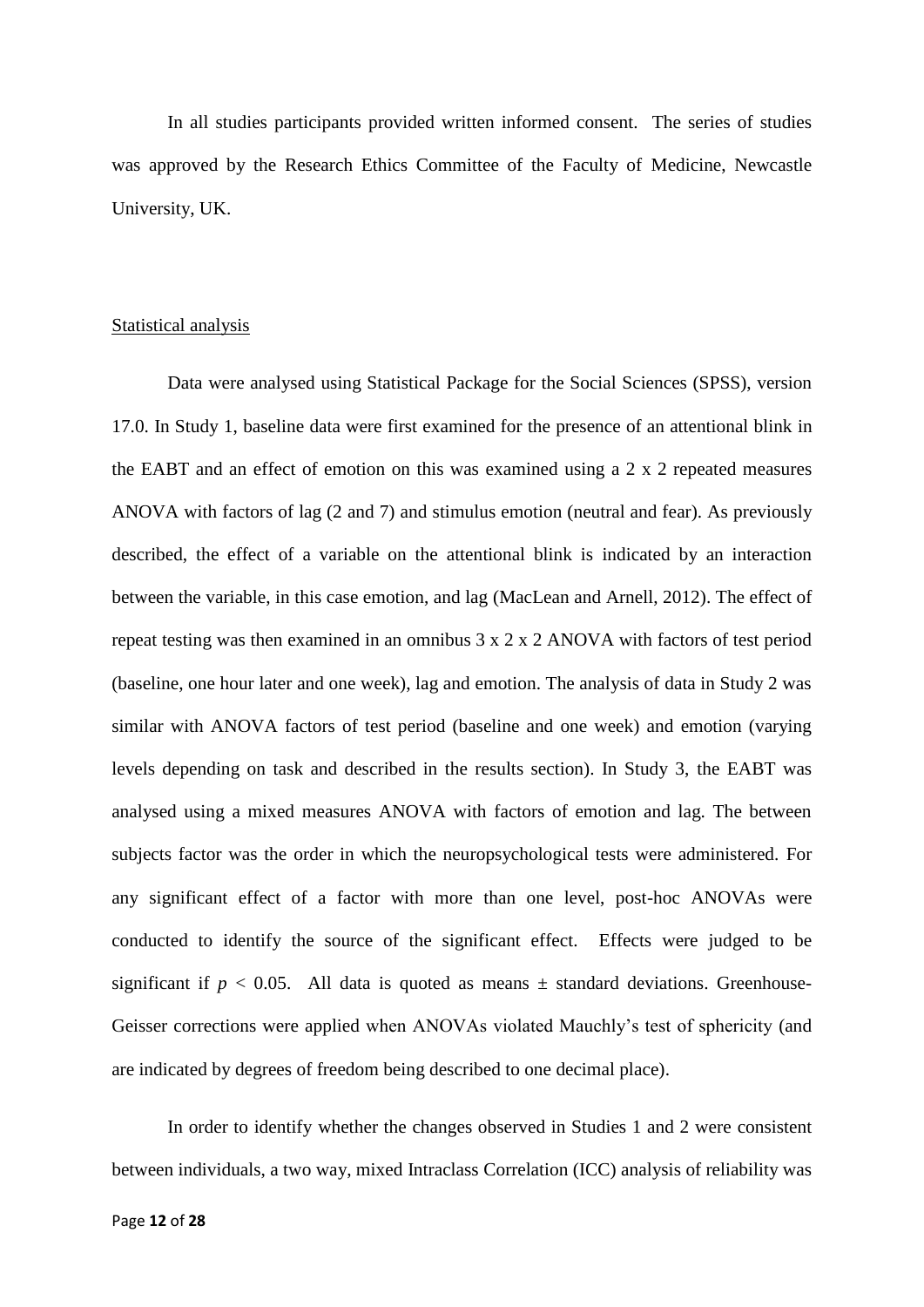In all studies participants provided written informed consent. The series of studies was approved by the Research Ethics Committee of the Faculty of Medicine, Newcastle University, UK.

Statistical analysis

Data were analysed using Statistical Package for the Social Sciences (SPSS), version 17.0. In Study 1, baseline data were first examined for the presence of an attentional blink in the EABT and an effect of emotion on this was examined using a 2 x 2 repeated measures ANOVA with factors of lag (2 and 7) and stimulus emotion (neutral and fear). As previously described, the effect of a variable on the attentional blink is indicated by an interaction between the variable, in this case emotion, and lag (MacLean and Arnell, 2012). The effect of repeat testing was then examined in an omnibus 3 x 2 x 2 ANOVA with factors of test period (baseline, one hour later and one week), lag and emotion. The analysis of data in Study 2 was similar with ANOVA factors of test period (baseline and one week) and emotion (varying levels depending on task and described in the results section). In Study 3, the EABT was analysed using a mixed measures ANOVA with factors of emotion and lag. The between subjects factor was the order in which the neuropsychological tests were administered. For any significant effect of a factor with more than one level, post-hoc ANOVAs were conducted to identify the source of the significant effect. Effects were judged to be significant if $p < 0.05$. All data is quoted as means ± standard deviations. Greenhouse-Geisser corrections were applied when ANOVAs violated Mauchly's test of sphericity (and are indicated by degrees of freedom being described to one decimal place).

In order to identify whether the changes observed in Studies 1 and 2 were consistent between individuals, a two way, mixed Intraclass Correlation (ICC) analysis of reliability was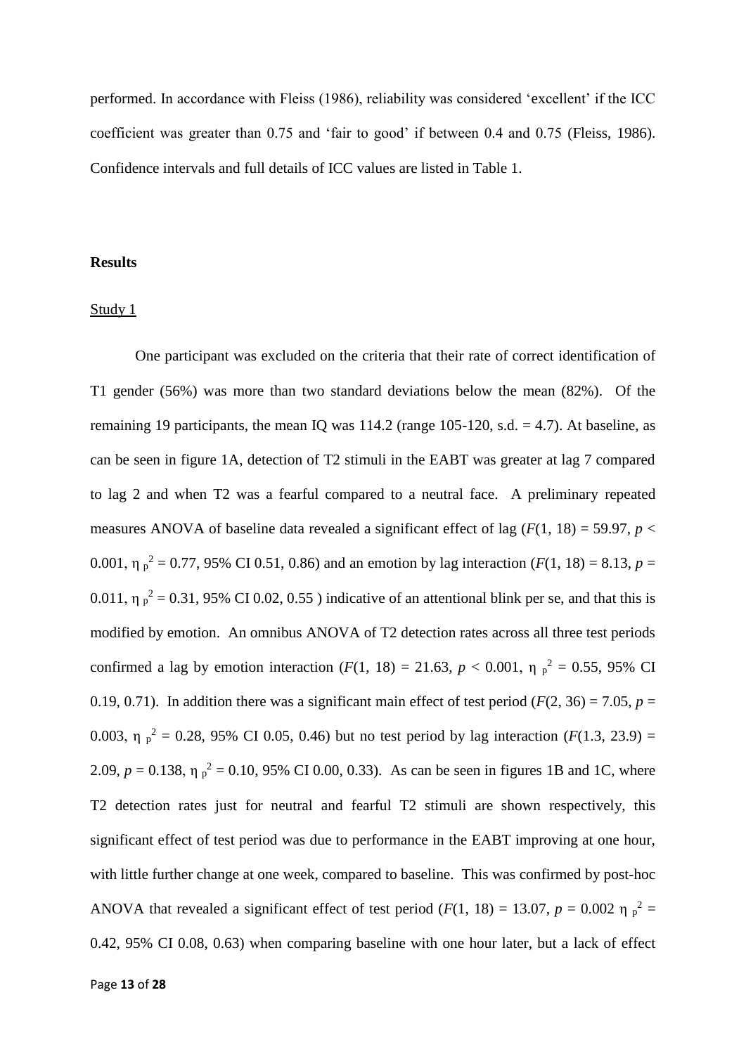performed. In accordance with Fleiss (1986), reliability was considered 'excellent' if the ICC coefficient was greater than 0.75 and 'fair to good' if between 0.4 and 0.75 (Fleiss, 1986). Confidence intervals and full details of ICC values are listed in Table 1.

## Results

### Study 1

One participant was excluded on the criteria that their rate of correct identification of T1 gender (56%) was more than two standard deviations below the mean (82%). Of the remaining 19 participants, the mean IQ was 114.2 (range 105-120, s.d. = 4.7). At baseline, as can be seen in figure 1A, detection of T2 stimuli in the EABT was greater at lag 7 compared to lag 2 and when T2 was a fearful compared to a neutral face. A preliminary repeated measures ANOVA of baseline data revealed a significant effect of lag ($F(1, 18) = 59.97$, $p < 0.001$, $\eta_p^2 = 0.77$, 95% CI 0.51, 0.86) and an emotion by lag interaction ($F(1, 18) = 8.13$, $p = 0.011$, $\eta_p^2 = 0.31$, 95% CI 0.02, 0.55 ) indicative of an attentional blink per se, and that this is modified by emotion. An omnibus ANOVA of T2 detection rates across all three test periods confirmed a lag by emotion interaction ($F(1, 18) = 21.63$, $p < 0.001$, $\eta_p^2 = 0.55$, 95% CI 0.19, 0.71). In addition there was a significant main effect of test period ($F(2, 36) = 7.05$, $p = 0.003$, $\eta_p^2 = 0.28$, 95% CI 0.05, 0.46) but no test period by lag interaction ($F(1.3, 23.9) = 2.09$, $p = 0.138$, $\eta_p^2 = 0.10$, 95% CI 0.00, 0.33). As can be seen in figures 1B and 1C, where T2 detection rates just for neutral and fearful T2 stimuli are shown respectively, this significant effect of test period was due to performance in the EABT improving at one hour, with little further change at one week, compared to baseline. This was confirmed by post-hoc ANOVA that revealed a significant effect of test period ($F(1, 18) = 13.07$, $p = 0.002$ $\eta_p^2 = 0.42$, 95% CI 0.08, 0.63) when comparing baseline with one hour later, but a lack of effect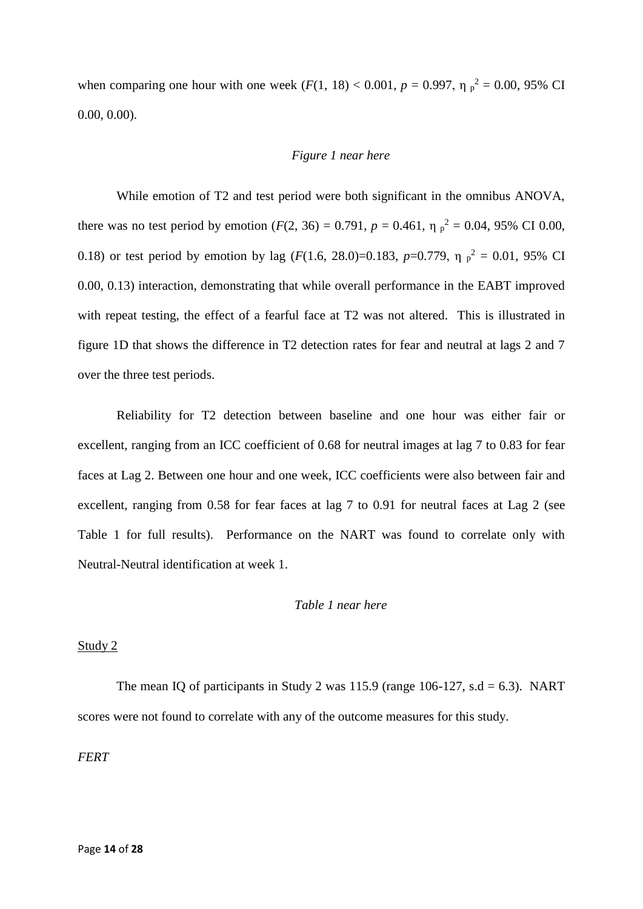when comparing one hour with one week ($F(1, 18) < 0.001$, $p = 0.997$, $\eta_p^2 = 0.00$, 95% CI 0.00, 0.00).

*Figure 1 near here*

While emotion of T2 and test period were both significant in the omnibus ANOVA, there was no test period by emotion ($F(2, 36) = 0.791$, $p = 0.461$, $\eta_p^2 = 0.04$, 95% CI 0.00, 0.18) or test period by emotion by lag ($F(1.6, 28.0)=0.183$, $p=0.779$, $\eta_p^2 = 0.01$, 95% CI 0.00, 0.13) interaction, demonstrating that while overall performance in the EABT improved with repeat testing, the effect of a fearful face at T2 was not altered. This is illustrated in figure 1D that shows the difference in T2 detection rates for fear and neutral at lags 2 and 7 over the three test periods.

Reliability for T2 detection between baseline and one hour was either fair or excellent, ranging from an ICC coefficient of 0.68 for neutral images at lag 7 to 0.83 for fear faces at Lag 2. Between one hour and one week, ICC coefficients were also between fair and excellent, ranging from 0.58 for fear faces at lag 7 to 0.91 for neutral faces at Lag 2 (see Table 1 for full results). Performance on the NART was found to correlate only with Neutral-Neutral identification at week 1.

*Table 1 near here*

<u>Study 2</u>

The mean IQ of participants in Study 2 was 115.9 (range 106-127, s.d = 6.3). NART scores were not found to correlate with any of the outcome measures for this study.

*FERT*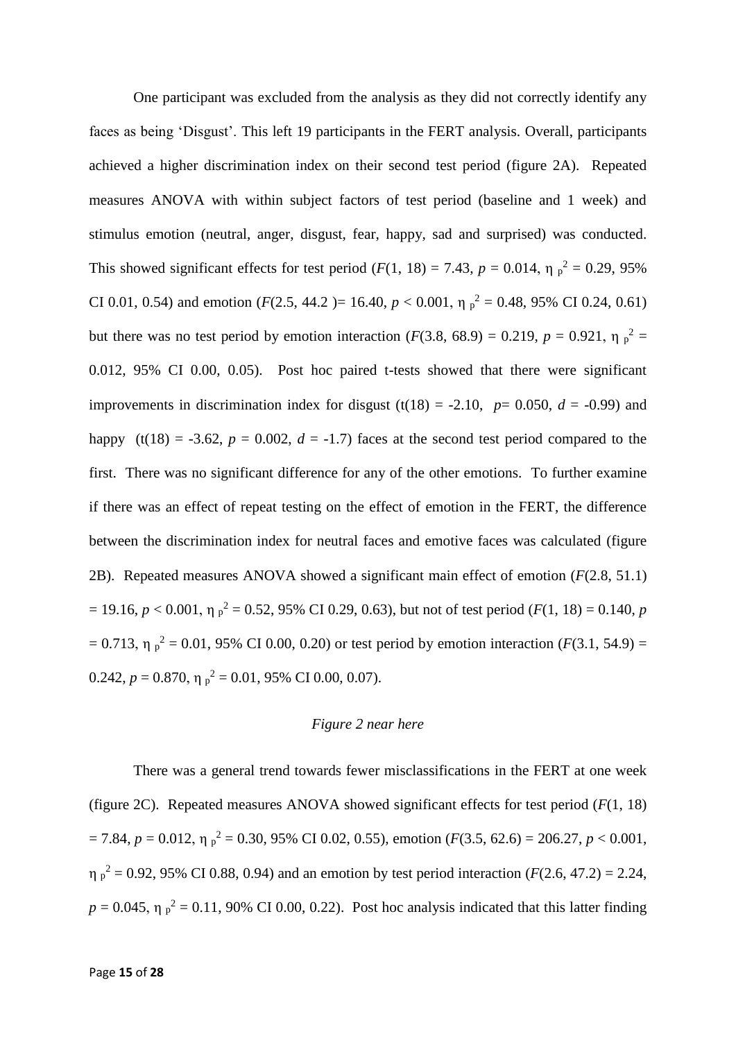One participant was excluded from the analysis as they did not correctly identify any faces as being 'Disgust'. This left 19 participants in the FERT analysis. Overall, participants achieved a higher discrimination index on their second test period (figure 2A). Repeated measures ANOVA with within subject factors of test period (baseline and 1 week) and stimulus emotion (neutral, anger, disgust, fear, happy, sad and surprised) was conducted. This showed significant effects for test period ($F(1, 18) = 7.43$, $p = 0.014$, $\eta_p^2 = 0.29$, 95% CI 0.01, 0.54) and emotion ($F(2.5, 44.2) = 16.40$, $p < 0.001$, $\eta_p^2 = 0.48$, 95% CI 0.24, 0.61) but there was no test period by emotion interaction ($F(3.8, 68.9) = 0.219$, $p = 0.921$, $\eta_p^2 = 0.012$, 95% CI 0.00, 0.05). Post hoc paired t-tests showed that there were significant improvements in discrimination index for disgust ($t(18) = -2.10$, $p = 0.050$, $d = -0.99$) and happy ($t(18) = -3.62$, $p = 0.002$, $d = -1.7$) faces at the second test period compared to the first. There was no significant difference for any of the other emotions. To further examine if there was an effect of repeat testing on the effect of emotion in the FERT, the difference between the discrimination index for neutral faces and emotive faces was calculated (figure 2B). Repeated measures ANOVA showed a significant main effect of emotion ($F(2.8, 51.1) = 19.16$, $p < 0.001$, $\eta_p^2 = 0.52$, 95% CI 0.29, 0.63), but not of test period ($F(1, 18) = 0.140$, $p = 0.713$, $\eta_p^2 = 0.01$, 95% CI 0.00, 0.20) or test period by emotion interaction ($F(3.1, 54.9) = 0.242$, $p = 0.870$, $\eta_p^2 = 0.01$, 95% CI 0.00, 0.07).

*Figure 2 near here*

There was a general trend towards fewer misclassifications in the FERT at one week (figure 2C). Repeated measures ANOVA showed significant effects for test period ($F(1, 18) = 7.84$, $p = 0.012$, $\eta_p^2 = 0.30$, 95% CI 0.02, 0.55), emotion ($F(3.5, 62.6) = 206.27$, $p < 0.001$, $\eta_p^2 = 0.92$, 95% CI 0.88, 0.94) and an emotion by test period interaction ($F(2.6, 47.2) = 2.24$, $p = 0.045$, $\eta_p^2 = 0.11$, 90% CI 0.00, 0.22). Post hoc analysis indicated that this latter finding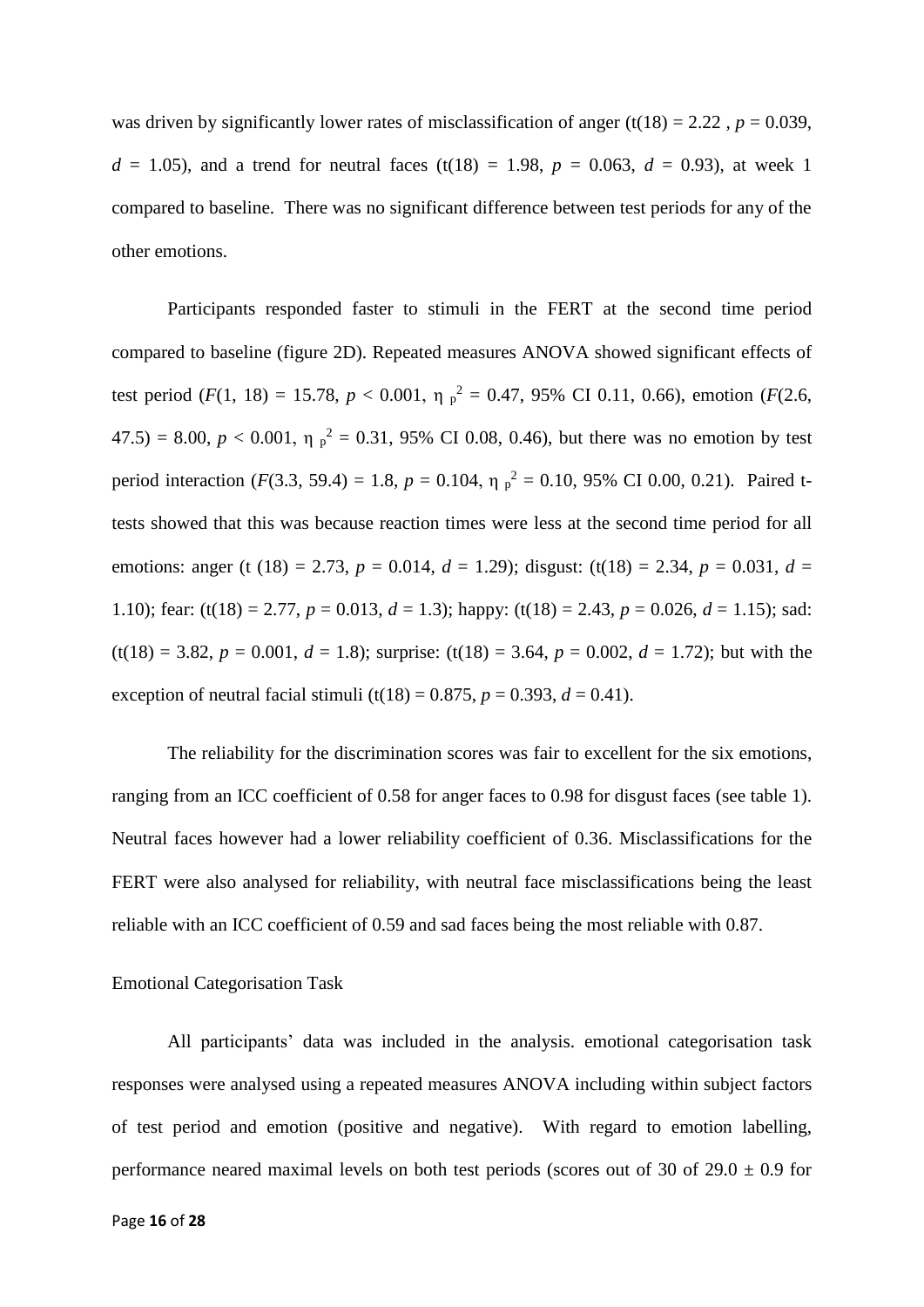was driven by significantly lower rates of misclassification of anger ($t(18) = 2.22$ , $p = 0.039$, $d = 1.05$), and a trend for neutral faces ($t(18) = 1.98$, $p = 0.063$, $d = 0.93$), at week 1 compared to baseline. There was no significant difference between test periods for any of the other emotions.

Participants responded faster to stimuli in the FERT at the second time period compared to baseline (figure 2D). Repeated measures ANOVA showed significant effects of test period ($F(1, 18) = 15.78$, $p < 0.001$, $\eta_p^2 = 0.47$, 95% CI 0.11, 0.66), emotion ($F(2.6, 47.5) = 8.00$, $p < 0.001$, $\eta_p^2 = 0.31$, 95% CI 0.08, 0.46), but there was no emotion by test period interaction ($F(3.3, 59.4) = 1.8$, $p = 0.104$, $\eta_p^2 = 0.10$, 95% CI 0.00, 0.21). Paired t-tests showed that this was because reaction times were less at the second time period for all emotions: anger ($t(18) = 2.73$, $p = 0.014$, $d = 1.29$); disgust: ($t(18) = 2.34$, $p = 0.031$, $d = 1.10$); fear: ($t(18) = 2.77$, $p = 0.013$, $d = 1.3$); happy: ($t(18) = 2.43$, $p = 0.026$, $d = 1.15$); sad: ($t(18) = 3.82$, $p = 0.001$, $d = 1.8$); surprise: ($t(18) = 3.64$, $p = 0.002$, $d = 1.72$); but with the exception of neutral facial stimuli ($t(18) = 0.875$, $p = 0.393$, $d = 0.41$).

The reliability for the discrimination scores was fair to excellent for the six emotions, ranging from an ICC coefficient of 0.58 for anger faces to 0.98 for disgust faces (see table 1). Neutral faces however had a lower reliability coefficient of 0.36. Misclassifications for the FERT were also analysed for reliability, with neutral face misclassifications being the least reliable with an ICC coefficient of 0.59 and sad faces being the most reliable with 0.87.

Emotional Categorisation Task

All participants' data was included in the analysis. emotional categorisation task responses were analysed using a repeated measures ANOVA including within subject factors of test period and emotion (positive and negative). With regard to emotion labelling, performance neared maximal levels on both test periods (scores out of 30 of $29.0 \pm 0.9$ for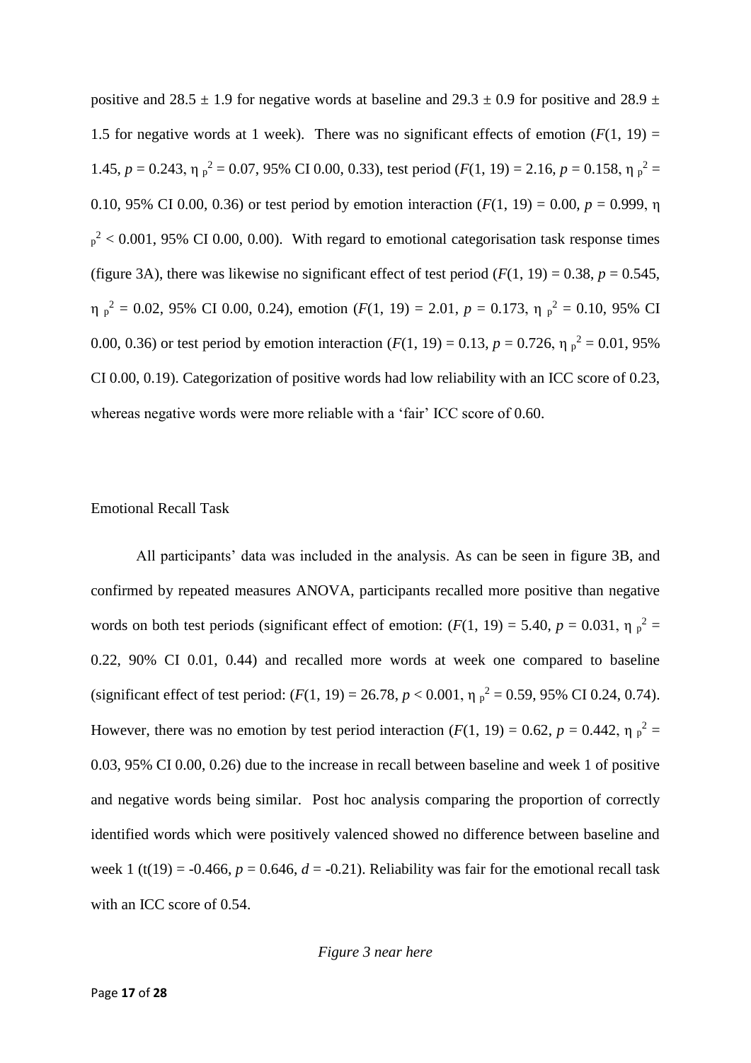positive and $28.5 \pm 1.9$ for negative words at baseline and $29.3 \pm 0.9$ for positive and $28.9 \pm 1.5$ for negative words at 1 week). There was no significant effects of emotion ($F(1, 19) = 1.45$, $p = 0.243$, $\eta_p^2 = 0.07$, 95% CI 0.00, 0.33), test period ($F(1, 19) = 2.16$, $p = 0.158$, $\eta_p^2 = 0.10$, 95% CI 0.00, 0.36) or test period by emotion interaction ($F(1, 19) = 0.00$, $p = 0.999$, $\eta_p^2 < 0.001$, 95% CI 0.00, 0.00). With regard to emotional categorisation task response times (figure 3A), there was likewise no significant effect of test period ($F(1, 19) = 0.38$, $p = 0.545$, $\eta_p^2 = 0.02$, 95% CI 0.00, 0.24), emotion ($F(1, 19) = 2.01$, $p = 0.173$, $\eta_p^2 = 0.10$, 95% CI 0.00, 0.36) or test period by emotion interaction ($F(1, 19) = 0.13$, $p = 0.726$, $\eta_p^2 = 0.01$, 95% CI 0.00, 0.19). Categorization of positive words had low reliability with an ICC score of 0.23, whereas negative words were more reliable with a 'fair' ICC score of 0.60.

Emotional Recall Task

All participants' data was included in the analysis. As can be seen in figure 3B, and confirmed by repeated measures ANOVA, participants recalled more positive than negative words on both test periods (significant effect of emotion: ($F(1, 19) = 5.40$, $p = 0.031$, $\eta_p^2 = 0.22$, 90% CI 0.01, 0.44) and recalled more words at week one compared to baseline (significant effect of test period: ($F(1, 19) = 26.78$, $p < 0.001$, $\eta_p^2 = 0.59$, 95% CI 0.24, 0.74). However, there was no emotion by test period interaction ($F(1, 19) = 0.62$, $p = 0.442$, $\eta_p^2 = 0.03$, 95% CI 0.00, 0.26) due to the increase in recall between baseline and week 1 of positive and negative words being similar. Post hoc analysis comparing the proportion of correctly identified words which were positively valenced showed no difference between baseline and week 1 ($t(19) = -0.466$, $p = 0.646$, $d = -0.21$). Reliability was fair for the emotional recall task with an ICC score of 0.54.

*Figure 3 near here*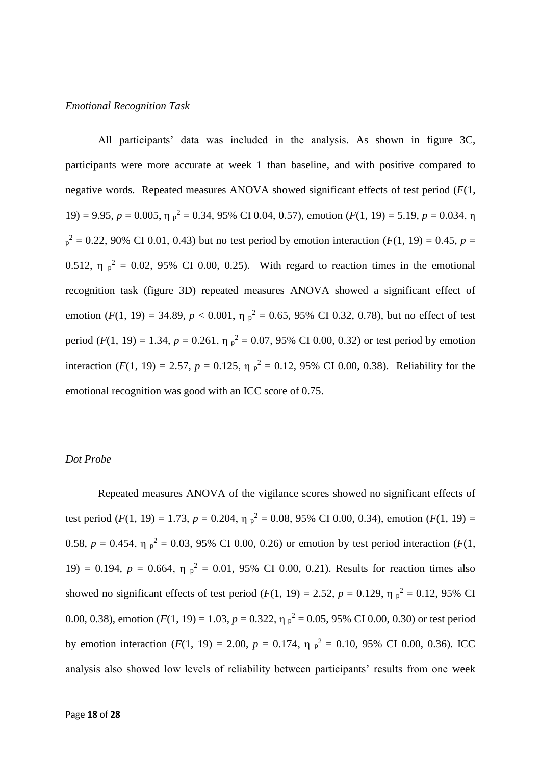*Emotional Recognition Task*

All participants' data was included in the analysis. As shown in figure 3C, participants were more accurate at week 1 than baseline, and with positive compared to negative words. Repeated measures ANOVA showed significant effects of test period ($F(1, 19) = 9.95$, $p = 0.005$, $\eta_p^2 = 0.34$, 95% CI 0.04, 0.57), emotion ($F(1, 19) = 5.19$, $p = 0.034$, $\eta_p^2 = 0.22$, 90% CI 0.01, 0.43) but no test period by emotion interaction ($F(1, 19) = 0.45$, $p = 0.512$, $\eta_p^2 = 0.02$, 95% CI 0.00, 0.25). With regard to reaction times in the emotional recognition task (figure 3D) repeated measures ANOVA showed a significant effect of emotion ($F(1, 19) = 34.89$, $p < 0.001$, $\eta_p^2 = 0.65$, 95% CI 0.32, 0.78), but no effect of test period ($F(1, 19) = 1.34$, $p = 0.261$, $\eta_p^2 = 0.07$, 95% CI 0.00, 0.32) or test period by emotion interaction ($F(1, 19) = 2.57$, $p = 0.125$, $\eta_p^2 = 0.12$, 95% CI 0.00, 0.38). Reliability for the emotional recognition was good with an ICC score of 0.75.

*Dot Probe*

Repeated measures ANOVA of the vigilance scores showed no significant effects of test period ($F(1, 19) = 1.73$, $p = 0.204$, $\eta_p^2 = 0.08$, 95% CI 0.00, 0.34), emotion ($F(1, 19) = 0.58$, $p = 0.454$, $\eta_p^2 = 0.03$, 95% CI 0.00, 0.26) or emotion by test period interaction ($F(1, 19) = 0.194$, $p = 0.664$, $\eta_p^2 = 0.01$, 95% CI 0.00, 0.21). Results for reaction times also showed no significant effects of test period ($F(1, 19) = 2.52$, $p = 0.129$, $\eta_p^2 = 0.12$, 95% CI 0.00, 0.38), emotion ($F(1, 19) = 1.03$, $p = 0.322$, $\eta_p^2 = 0.05$, 95% CI 0.00, 0.30) or test period by emotion interaction ($F(1, 19) = 2.00$, $p = 0.174$, $\eta_p^2 = 0.10$, 95% CI 0.00, 0.36). ICC analysis also showed low levels of reliability between participants' results from one week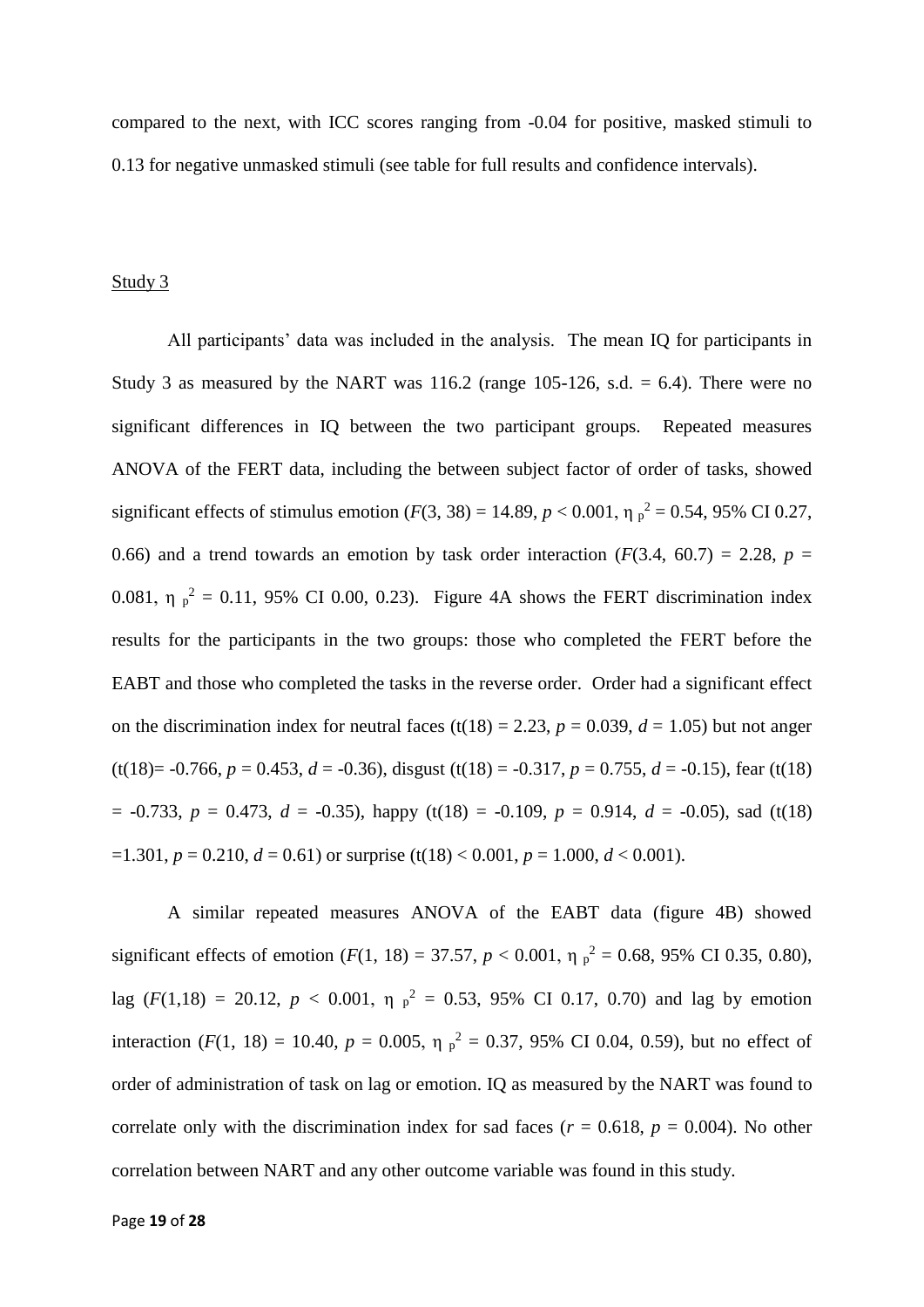compared to the next, with ICC scores ranging from -0.04 for positive, masked stimuli to 0.13 for negative unmasked stimuli (see table for full results and confidence intervals).

Study 3

All participants' data was included in the analysis. The mean IQ for participants in Study 3 as measured by the NART was 116.2 (range 105-126, s.d. = 6.4). There were no significant differences in IQ between the two participant groups. Repeated measures ANOVA of the FERT data, including the between subject factor of order of tasks, showed significant effects of stimulus emotion ($F(3, 38) = 14.89$, $p < 0.001$, $\eta_p^2 = 0.54$, 95% CI 0.27, 0.66) and a trend towards an emotion by task order interaction ($F(3.4, 60.7) = 2.28$, $p = 0.081$, $\eta_p^2 = 0.11$, 95% CI 0.00, 0.23). Figure 4A shows the FERT discrimination index results for the participants in the two groups: those who completed the FERT before the EABT and those who completed the tasks in the reverse order. Order had a significant effect on the discrimination index for neutral faces ($t(18) = 2.23$, $p = 0.039$, $d = 1.05$) but not anger ($t(18) = -0.766$, $p = 0.453$, $d = -0.36$), disgust ($t(18) = -0.317$, $p = 0.755$, $d = -0.15$), fear ($t(18) = -0.733$, $p = 0.473$, $d = -0.35$), happy ($t(18) = -0.109$, $p = 0.914$, $d = -0.05$), sad ($t(18) = 1.301$, $p = 0.210$, $d = 0.61$) or surprise ($t(18) < 0.001$, $p = 1.000$, $d < 0.001$).

A similar repeated measures ANOVA of the EABT data (figure 4B) showed significant effects of emotion ($F(1, 18) = 37.57$, $p < 0.001$, $\eta_p^2 = 0.68$, 95% CI 0.35, 0.80), lag ($F(1,18) = 20.12$, $p < 0.001$, $\eta_p^2 = 0.53$, 95% CI 0.17, 0.70) and lag by emotion interaction ($F(1, 18) = 10.40$, $p = 0.005$, $\eta_p^2 = 0.37$, 95% CI 0.04, 0.59), but no effect of order of administration of task on lag or emotion. IQ as measured by the NART was found to correlate only with the discrimination index for sad faces ($r = 0.618$, $p = 0.004$). No other correlation between NART and any other outcome variable was found in this study.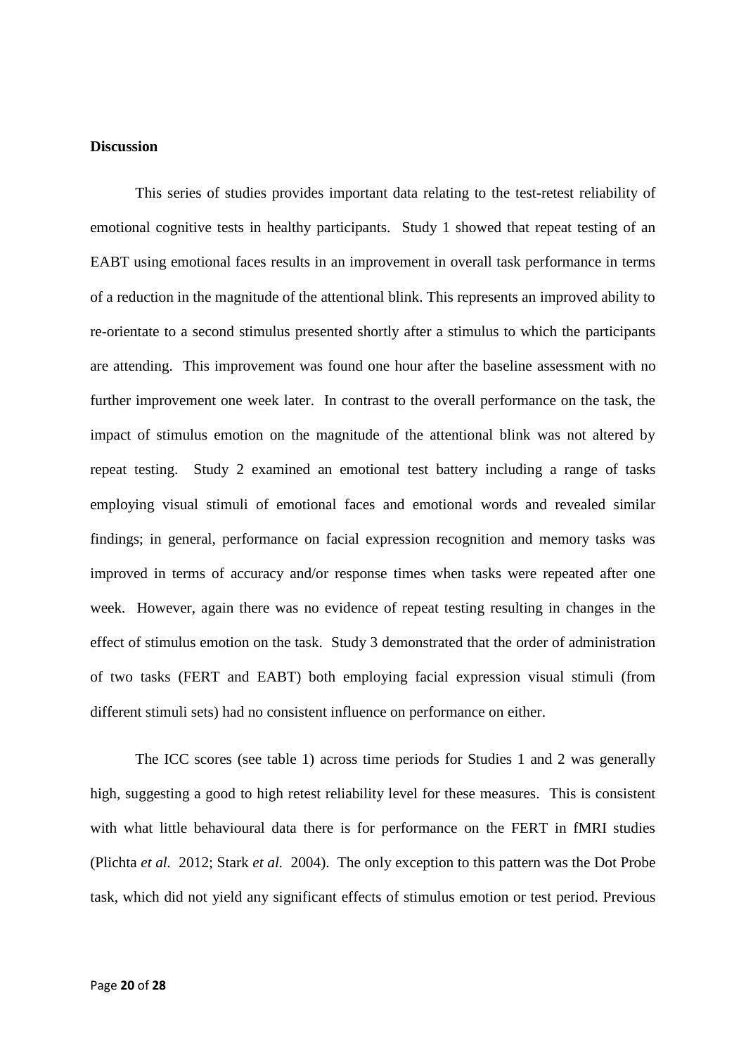**Discussion**

This series of studies provides important data relating to the test-retest reliability of emotional cognitive tests in healthy participants. Study 1 showed that repeat testing of an EABT using emotional faces results in an improvement in overall task performance in terms of a reduction in the magnitude of the attentional blink. This represents an improved ability to re-orientate to a second stimulus presented shortly after a stimulus to which the participants are attending. This improvement was found one hour after the baseline assessment with no further improvement one week later. In contrast to the overall performance on the task, the impact of stimulus emotion on the magnitude of the attentional blink was not altered by repeat testing. Study 2 examined an emotional test battery including a range of tasks employing visual stimuli of emotional faces and emotional words and revealed similar findings; in general, performance on facial expression recognition and memory tasks was improved in terms of accuracy and/or response times when tasks were repeated after one week. However, again there was no evidence of repeat testing resulting in changes in the effect of stimulus emotion on the task. Study 3 demonstrated that the order of administration of two tasks (FERT and EABT) both employing facial expression visual stimuli (from different stimuli sets) had no consistent influence on performance on either.

The ICC scores (see table 1) across time periods for Studies 1 and 2 was generally high, suggesting a good to high retest reliability level for these measures. This is consistent with what little behavioural data there is for performance on the FERT in fMRI studies (Plichta *et al.* 2012; Stark *et al.* 2004). The only exception to this pattern was the Dot Probe task, which did not yield any significant effects of stimulus emotion or test period. Previous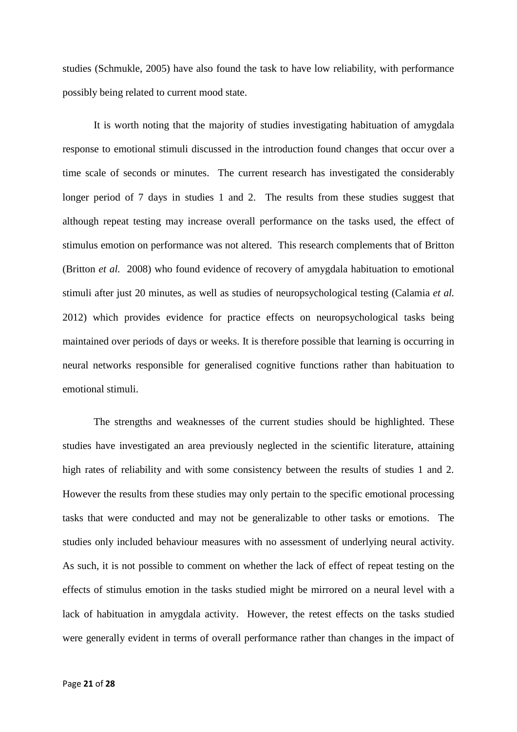studies (Schmukle, 2005) have also found the task to have low reliability, with performance possibly being related to current mood state.

It is worth noting that the majority of studies investigating habituation of amygdala response to emotional stimuli discussed in the introduction found changes that occur over a time scale of seconds or minutes. The current research has investigated the considerably longer period of 7 days in studies 1 and 2. The results from these studies suggest that although repeat testing may increase overall performance on the tasks used, the effect of stimulus emotion on performance was not altered. This research complements that of Britton (Britton *et al.* 2008) who found evidence of recovery of amygdala habituation to emotional stimuli after just 20 minutes, as well as studies of neuropsychological testing (Calamia *et al.* 2012) which provides evidence for practice effects on neuropsychological tasks being maintained over periods of days or weeks. It is therefore possible that learning is occurring in neural networks responsible for generalised cognitive functions rather than habituation to emotional stimuli.

The strengths and weaknesses of the current studies should be highlighted. These studies have investigated an area previously neglected in the scientific literature, attaining high rates of reliability and with some consistency between the results of studies 1 and 2. However the results from these studies may only pertain to the specific emotional processing tasks that were conducted and may not be generalizable to other tasks or emotions. The studies only included behaviour measures with no assessment of underlying neural activity. As such, it is not possible to comment on whether the lack of effect of repeat testing on the effects of stimulus emotion in the tasks studied might be mirrored on a neural level with a lack of habituation in amygdala activity. However, the retest effects on the tasks studied were generally evident in terms of overall performance rather than changes in the impact of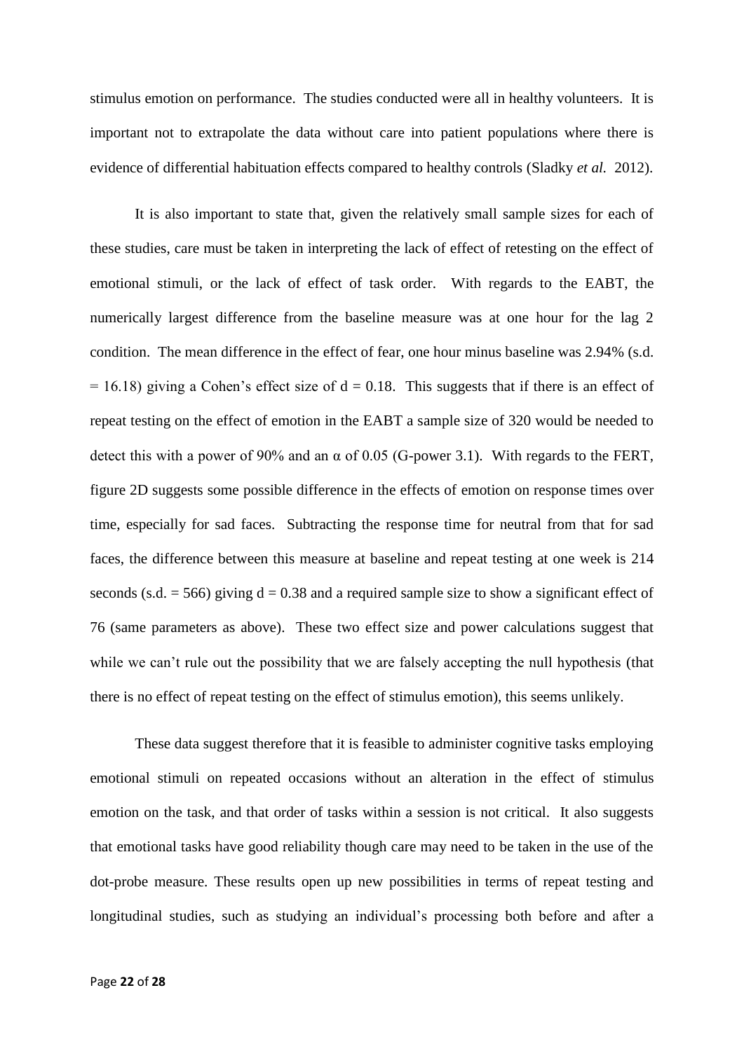stimulus emotion on performance. The studies conducted were all in healthy volunteers. It is important not to extrapolate the data without care into patient populations where there is evidence of differential habituation effects compared to healthy controls (Sladky *et al.* 2012).

It is also important to state that, given the relatively small sample sizes for each of these studies, care must be taken in interpreting the lack of effect of retesting on the effect of emotional stimuli, or the lack of effect of task order. With regards to the EABT, the numerically largest difference from the baseline measure was at one hour for the lag 2 condition. The mean difference in the effect of fear, one hour minus baseline was 2.94% (s.d. = 16.18) giving a Cohen's effect size of $d = 0.18$. This suggests that if there is an effect of repeat testing on the effect of emotion in the EABT a sample size of 320 would be needed to detect this with a power of 90% and an $\alpha$ of 0.05 (G-power 3.1). With regards to the FERT, figure 2D suggests some possible difference in the effects of emotion on response times over time, especially for sad faces. Subtracting the response time for neutral from that for sad faces, the difference between this measure at baseline and repeat testing at one week is 214 seconds (s.d. = 566) giving $d = 0.38$ and a required sample size to show a significant effect of 76 (same parameters as above). These two effect size and power calculations suggest that while we can't rule out the possibility that we are falsely accepting the null hypothesis (that there is no effect of repeat testing on the effect of stimulus emotion), this seems unlikely.

These data suggest therefore that it is feasible to administer cognitive tasks employing emotional stimuli on repeated occasions without an alteration in the effect of stimulus emotion on the task, and that order of tasks within a session is not critical. It also suggests that emotional tasks have good reliability though care may need to be taken in the use of the dot-probe measure. These results open up new possibilities in terms of repeat testing and longitudinal studies, such as studying an individual's processing both before and after a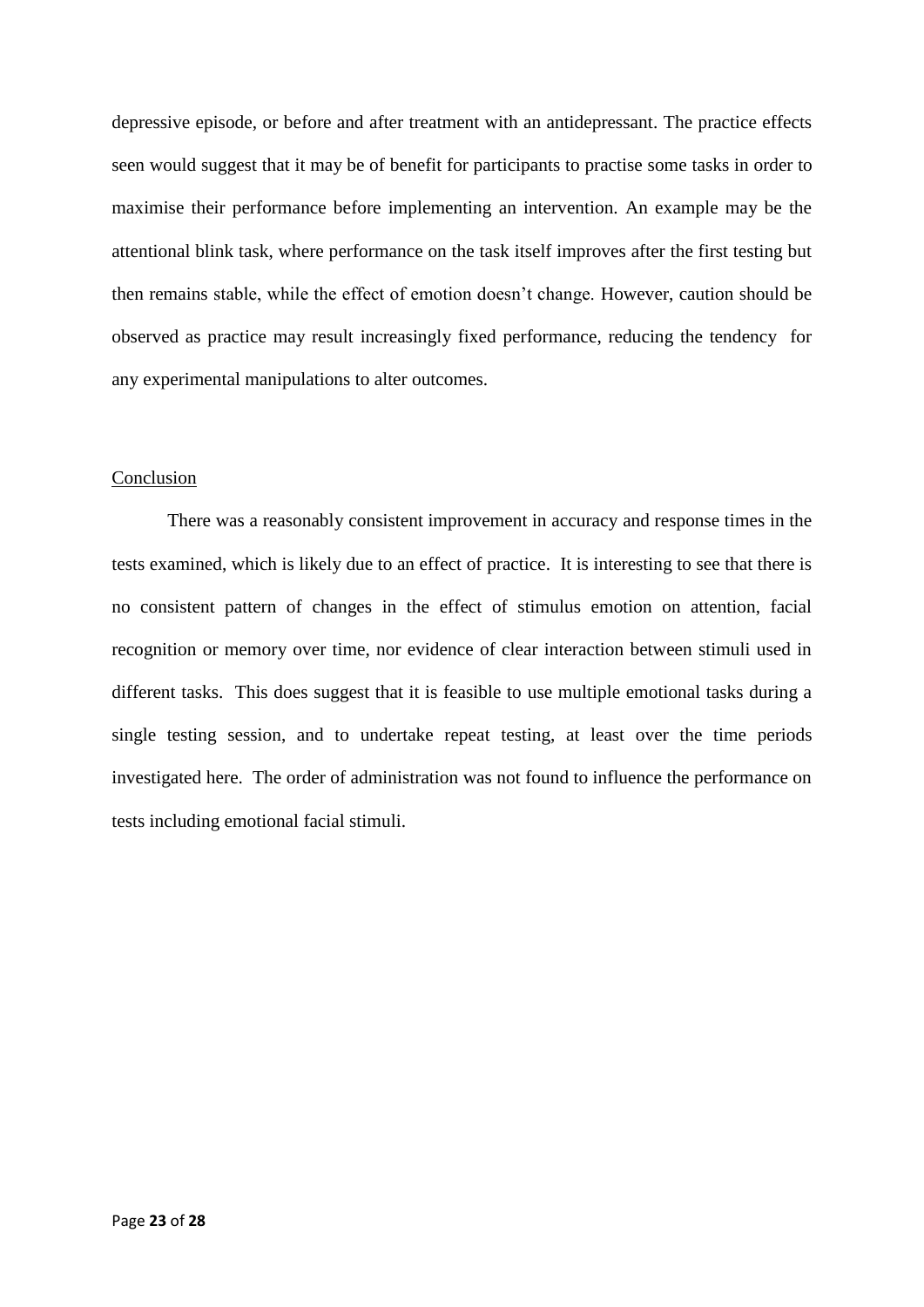depressive episode, or before and after treatment with an antidepressant. The practice effects seen would suggest that it may be of benefit for participants to practise some tasks in order to maximise their performance before implementing an intervention. An example may be the attentional blink task, where performance on the task itself improves after the first testing but then remains stable, while the effect of emotion doesn't change. However, caution should be observed as practice may result increasingly fixed performance, reducing the tendency for any experimental manipulations to alter outcomes.

## Conclusion

There was a reasonably consistent improvement in accuracy and response times in the tests examined, which is likely due to an effect of practice. It is interesting to see that there is no consistent pattern of changes in the effect of stimulus emotion on attention, facial recognition or memory over time, nor evidence of clear interaction between stimuli used in different tasks. This does suggest that it is feasible to use multiple emotional tasks during a single testing session, and to undertake repeat testing, at least over the time periods investigated here. The order of administration was not found to influence the performance on tests including emotional facial stimuli.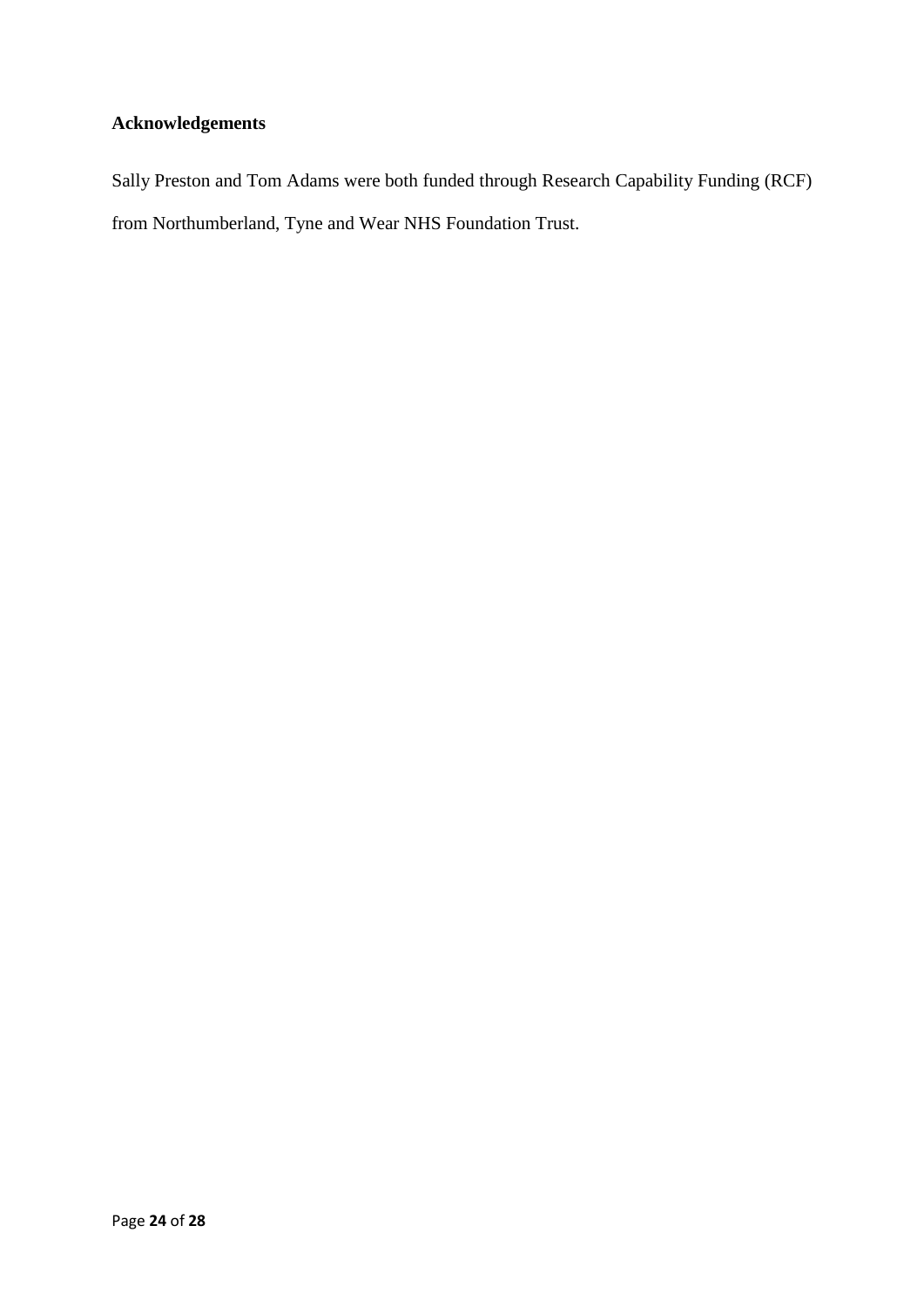## Acknowledgements

Sally Preston and Tom Adams were both funded through Research Capability Funding (RCF) from Northumberland, Tyne and Wear NHS Foundation Trust.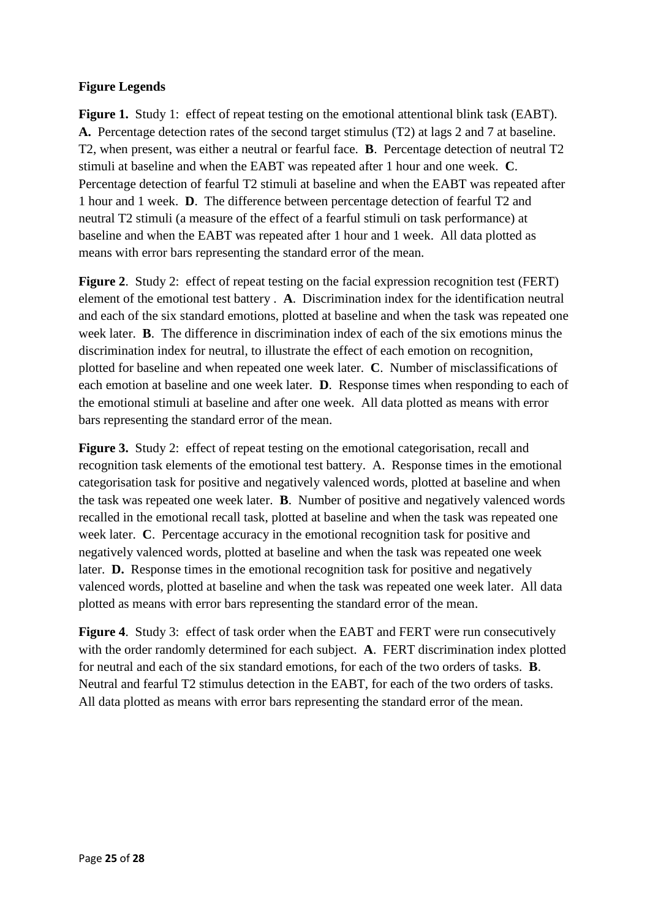## Figure Legends

**Figure 1.** Study 1: effect of repeat testing on the emotional attentional blink task (EABT). **A.** Percentage detection rates of the second target stimulus (T2) at lags 2 and 7 at baseline. T2, when present, was either a neutral or fearful face. **B**. Percentage detection of neutral T2 stimuli at baseline and when the EABT was repeated after 1 hour and one week. **C**. Percentage detection of fearful T2 stimuli at baseline and when the EABT was repeated after 1 hour and 1 week. **D**. The difference between percentage detection of fearful T2 and neutral T2 stimuli (a measure of the effect of a fearful stimuli on task performance) at baseline and when the EABT was repeated after 1 hour and 1 week. All data plotted as means with error bars representing the standard error of the mean.

**Figure 2**. Study 2: effect of repeat testing on the facial expression recognition test (FERT) element of the emotional test battery . **A**. Discrimination index for the identification neutral and each of the six standard emotions, plotted at baseline and when the task was repeated one week later. **B**. The difference in discrimination index of each of the six emotions minus the discrimination index for neutral, to illustrate the effect of each emotion on recognition, plotted for baseline and when repeated one week later. **C**. Number of misclassifications of each emotion at baseline and one week later. **D**. Response times when responding to each of the emotional stimuli at baseline and after one week. All data plotted as means with error bars representing the standard error of the mean.

**Figure 3.** Study 2: effect of repeat testing on the emotional categorisation, recall and recognition task elements of the emotional test battery. A. Response times in the emotional categorisation task for positive and negatively valenced words, plotted at baseline and when the task was repeated one week later. **B**. Number of positive and negatively valenced words recalled in the emotional recall task, plotted at baseline and when the task was repeated one week later. **C**. Percentage accuracy in the emotional recognition task for positive and negatively valenced words, plotted at baseline and when the task was repeated one week later. **D.** Response times in the emotional recognition task for positive and negatively valenced words, plotted at baseline and when the task was repeated one week later. All data plotted as means with error bars representing the standard error of the mean.

**Figure 4**. Study 3: effect of task order when the EABT and FERT were run consecutively with the order randomly determined for each subject. **A**. FERT discrimination index plotted for neutral and each of the six standard emotions, for each of the two orders of tasks. **B**. Neutral and fearful T2 stimulus detection in the EABT, for each of the two orders of tasks. All data plotted as means with error bars representing the standard error of the mean.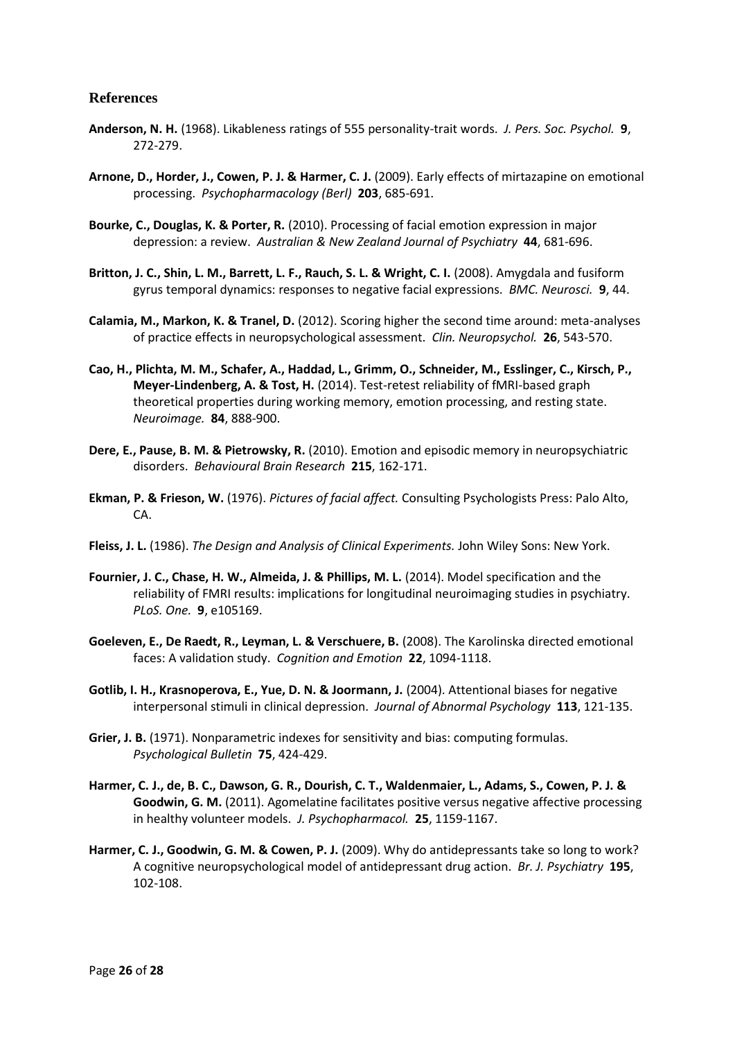## References

**Anderson, N. H.** (1968). Likableness ratings of 555 personality-trait words. *J. Pers. Soc. Psychol.* **9**, 272-279.

**Arnone, D., Horder, J., Cowen, P. J. & Harmer, C. J.** (2009). Early effects of mirtazapine on emotional processing. *Psychopharmacology (Berl)* **203**, 685-691.

**Bourke, C., Douglas, K. & Porter, R.** (2010). Processing of facial emotion expression in major depression: a review. *Australian & New Zealand Journal of Psychiatry* **44**, 681-696.

**Britton, J. C., Shin, L. M., Barrett, L. F., Rauch, S. L. & Wright, C. I.** (2008). Amygdala and fusiform gyrus temporal dynamics: responses to negative facial expressions. *BMC. Neurosci.* **9**, 44.

**Calamia, M., Markon, K. & Tranel, D.** (2012). Scoring higher the second time around: meta-analyses of practice effects in neuropsychological assessment. *Clin. Neuropsychol.* **26**, 543-570.

**Cao, H., Plichta, M. M., Schafer, A., Haddad, L., Grimm, O., Schneider, M., Esslinger, C., Kirsch, P., Meyer-Lindenberg, A. & Tost, H.** (2014). Test-retest reliability of fMRI-based graph theoretical properties during working memory, emotion processing, and resting state. *Neuroimage.* **84**, 888-900.

**Dere, E., Pause, B. M. & Pietrowsky, R.** (2010). Emotion and episodic memory in neuropsychiatric disorders. *Behavioural Brain Research* **215**, 162-171.

**Ekman, P. & Frieson, W.** (1976). *Pictures of facial affect.* Consulting Psychologists Press: Palo Alto, CA.

**Fleiss, J. L.** (1986). *The Design and Analysis of Clinical Experiments.* John Wiley Sons: New York.

**Fournier, J. C., Chase, H. W., Almeida, J. & Phillips, M. L.** (2014). Model specification and the reliability of FMRI results: implications for longitudinal neuroimaging studies in psychiatry. *PLoS. One.* **9**, e105169.

**Goeleven, E., De Raedt, R., Leyman, L. & Verschuere, B.** (2008). The Karolinska directed emotional faces: A validation study. *Cognition and Emotion* **22**, 1094-1118.

**Gotlib, I. H., Krasnoperova, E., Yue, D. N. & Joormann, J.** (2004). Attentional biases for negative interpersonal stimuli in clinical depression. *Journal of Abnormal Psychology* **113**, 121-135.

**Grier, J. B.** (1971). Nonparametric indexes for sensitivity and bias: computing formulas. *Psychological Bulletin* **75**, 424-429.

**Harmer, C. J., de, B. C., Dawson, G. R., Dourish, C. T., Waldenmaier, L., Adams, S., Cowen, P. J. & Goodwin, G. M.** (2011). Agomelatine facilitates positive versus negative affective processing in healthy volunteer models. *J. Psychopharmacol.* **25**, 1159-1167.

**Harmer, C. J., Goodwin, G. M. & Cowen, P. J.** (2009). Why do antidepressants take so long to work? A cognitive neuropsychological model of antidepressant drug action. *Br. J. Psychiatry* **195**, 102-108.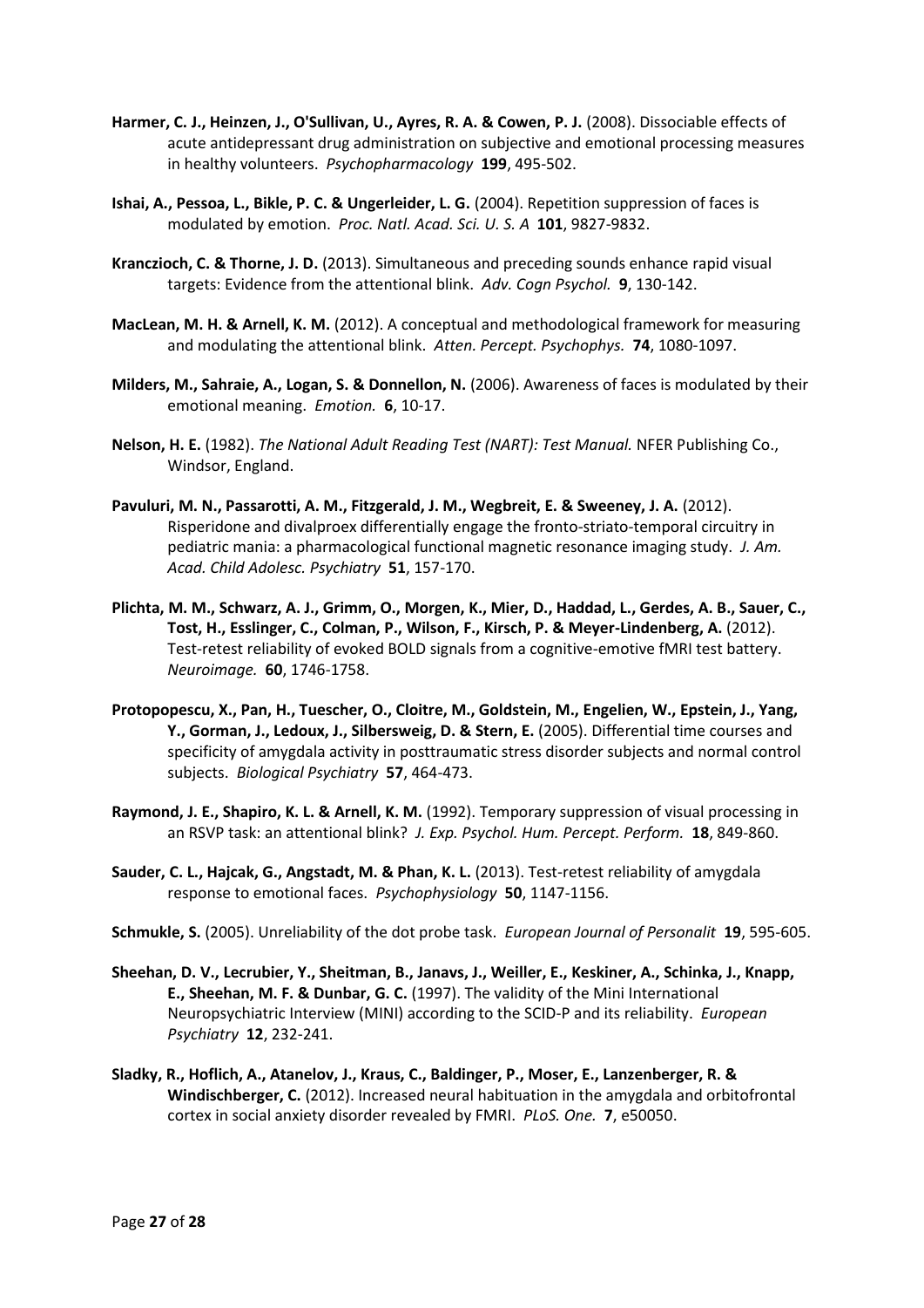**Harmer, C. J., Heinzen, J., O'Sullivan, U., Ayres, R. A. & Cowen, P. J.** (2008). Dissociable effects of acute antidepressant drug administration on subjective and emotional processing measures in healthy volunteers. *Psychopharmacology* **199**, 495-502.

**Ishai, A., Pessoa, L., Bikle, P. C. & Ungerleider, L. G.** (2004). Repetition suppression of faces is modulated by emotion. *Proc. Natl. Acad. Sci. U. S. A* **101**, 9827-9832.

**Kranczioch, C. & Thorne, J. D.** (2013). Simultaneous and preceding sounds enhance rapid visual targets: Evidence from the attentional blink. *Adv. Cogn Psychol.* **9**, 130-142.

**MacLean, M. H. & Arnell, K. M.** (2012). A conceptual and methodological framework for measuring and modulating the attentional blink. *Atten. Percept. Psychophys.* **74**, 1080-1097.

**Milders, M., Sahraie, A., Logan, S. & Donnellon, N.** (2006). Awareness of faces is modulated by their emotional meaning. *Emotion.* **6**, 10-17.

**Nelson, H. E.** (1982). *The National Adult Reading Test (NART): Test Manual.* NFER Publishing Co., Windsor, England.

**Pavuluri, M. N., Passarotti, A. M., Fitzgerald, J. M., Wegbreit, E. & Sweeney, J. A.** (2012). Risperidone and divalproex differentially engage the fronto-striato-temporal circuitry in pediatric mania: a pharmacological functional magnetic resonance imaging study. *J. Am. Acad. Child Adolesc. Psychiatry* **51**, 157-170.

**Plichta, M. M., Schwarz, A. J., Grimm, O., Morgen, K., Mier, D., Haddad, L., Gerdes, A. B., Sauer, C., Tost, H., Esslinger, C., Colman, P., Wilson, F., Kirsch, P. & Meyer-Lindenberg, A.** (2012). Test-retest reliability of evoked BOLD signals from a cognitive-emotive fMRI test battery. *Neuroimage.* **60**, 1746-1758.

**Protopopescu, X., Pan, H., Tuescher, O., Cloitre, M., Goldstein, M., Engelien, W., Epstein, J., Yang, Y., Gorman, J., Ledoux, J., Silbersweig, D. & Stern, E.** (2005). Differential time courses and specificity of amygdala activity in posttraumatic stress disorder subjects and normal control subjects. *Biological Psychiatry* **57**, 464-473.

**Raymond, J. E., Shapiro, K. L. & Arnell, K. M.** (1992). Temporary suppression of visual processing in an RSVP task: an attentional blink? *J. Exp. Psychol. Hum. Percept. Perform.* **18**, 849-860.

**Sauder, C. L., Hajcak, G., Angstadt, M. & Phan, K. L.** (2013). Test-retest reliability of amygdala response to emotional faces. *Psychophysiology* **50**, 1147-1156.

**Schmukle, S.** (2005). Unreliability of the dot probe task. *European Journal of Personalit* **19**, 595-605.

**Sheehan, D. V., Lecrubier, Y., Sheitman, B., Janavs, J., Weiller, E., Keskiner, A., Schinka, J., Knapp, E., Sheehan, M. F. & Dunbar, G. C.** (1997). The validity of the Mini International Neuropsychiatric Interview (MINI) according to the SCID-P and its reliability. *European Psychiatry* **12**, 232-241.

**Sladky, R., Hoflich, A., Atanelov, J., Kraus, C., Baldinger, P., Moser, E., Lanzenberger, R. & Windischberger, C.** (2012). Increased neural habituation in the amygdala and orbitofrontal cortex in social anxiety disorder revealed by FMRI. *PLoS. One.* **7**, e50050.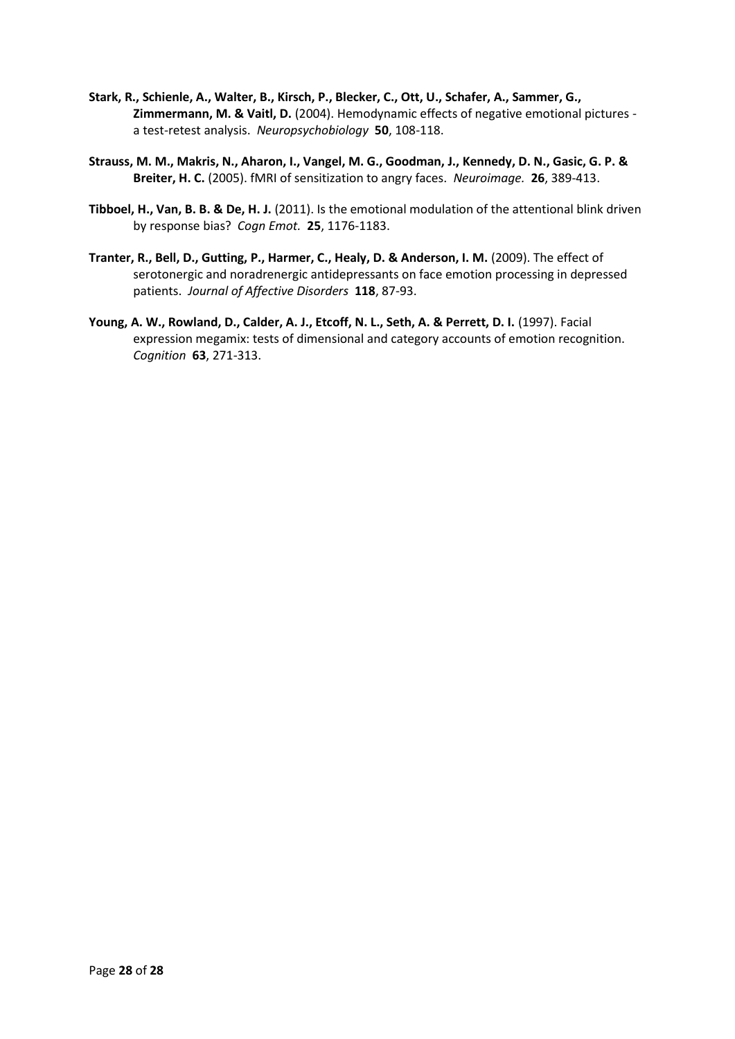**Stark, R., Schienle, A., Walter, B., Kirsch, P., Blecker, C., Ott, U., Schafer, A., Sammer, G., Zimmermann, M. & Vaitl, D.** (2004). Hemodynamic effects of negative emotional pictures - a test-retest analysis. *Neuropsychobiology* **50**, 108-118.

**Strauss, M. M., Makris, N., Aharon, I., Vangel, M. G., Goodman, J., Kennedy, D. N., Gasic, G. P. & Breiter, H. C.** (2005). fMRI of sensitization to angry faces. *Neuroimage.* **26**, 389-413.

**Tibboel, H., Van, B. B. & De, H. J.** (2011). Is the emotional modulation of the attentional blink driven by response bias? *Cogn Emot.* **25**, 1176-1183.

**Tranter, R., Bell, D., Gutting, P., Harmer, C., Healy, D. & Anderson, I. M.** (2009). The effect of serotonergic and noradrenergic antidepressants on face emotion processing in depressed patients. *Journal of Affective Disorders* **118**, 87-93.

**Young, A. W., Rowland, D., Calder, A. J., Etcoff, N. L., Seth, A. & Perrett, D. I.** (1997). Facial expression megamix: tests of dimensional and category accounts of emotion recognition. *Cognition* **63**, 271-313.